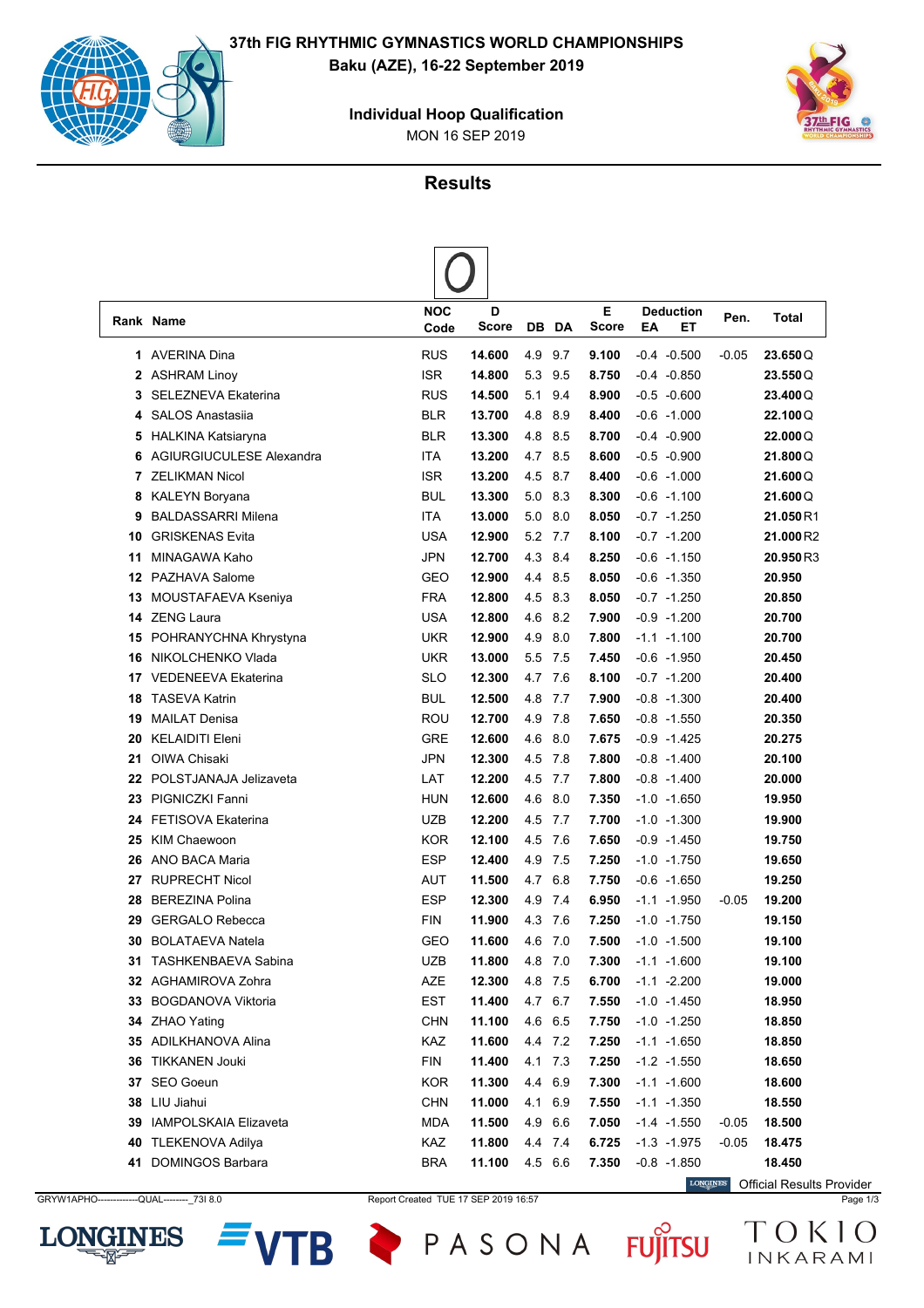# 37th FIG RHYTHMIC GYMNASTICS WORLD CHAMPIONSHIPS

**Baku (AZE), 16-22 September 2019**

**Individual Hoop Qualification**

MON 16 SEP 2019

## Results

| Rank | Name | NOC Code | D Score | DB | DA | E Score | Deduction EA | Deduction ET | Pen. | Total | |
|---|---|---|---|---|---|---|---|---|---|---|---|
| 1 | AVERINA Dina | RUS | 14.600 | 4.9 | 9.7 | 9.100 | -0.4 | -0.500 | -0.05 | 23.650 | Q |
| 2 | ASHRAM Linoy | ISR | 14.800 | 5.3 | 9.5 | 8.750 | -0.4 | -0.850 | | 23.550 | Q |
| 3 | SELEZNEVA Ekaterina | RUS | 14.500 | 5.1 | 9.4 | 8.900 | -0.5 | -0.600 | | 23.400 | Q |
| 4 | SALOS Anastasiia | BLR | 13.700 | 4.8 | 8.9 | 8.400 | -0.6 | -1.000 | | 22.100 | Q |
| 5 | HALKINA Katsiaryna | BLR | 13.300 | 4.8 | 8.5 | 8.700 | -0.4 | -0.900 | | 22.000 | Q |
| 6 | AGIURGIUCULESE Alexandra | ITA | 13.200 | 4.7 | 8.5 | 8.600 | -0.5 | -0.900 | | 21.800 | Q |
| 7 | ZELIKMAN Nicol | ISR | 13.200 | 4.5 | 8.7 | 8.400 | -0.6 | -1.000 | | 21.600 | Q |
| 8 | KALEYN Boryana | BUL | 13.300 | 5.0 | 8.3 | 8.300 | -0.6 | -1.100 | | 21.600 | Q |
| 9 | BALDASSARRI Milena | ITA | 13.000 | 5.0 | 8.0 | 8.050 | -0.7 | -1.250 | | 21.050 | R1 |
| 10 | GRISKENAS Evita | USA | 12.900 | 5.2 | 7.7 | 8.100 | -0.7 | -1.200 | | 21.000 | R2 |
| 11 | MINAGAWA Kaho | JPN | 12.700 | 4.3 | 8.4 | 8.250 | -0.6 | -1.150 | | 20.950 | R3 |
| 12 | PAZHAVA Salome | GEO | 12.900 | 4.4 | 8.5 | 8.050 | -0.6 | -1.350 | | 20.950 | |
| 13 | MOUSTAFAEVA Kseniya | FRA | 12.800 | 4.5 | 8.3 | 8.050 | -0.7 | -1.250 | | 20.850 | |
| 14 | ZENG Laura | USA | 12.800 | 4.6 | 8.2 | 7.900 | -0.9 | -1.200 | | 20.700 | |
| 15 | POHRANYCHNA Khrystyna | UKR | 12.900 | 4.9 | 8.0 | 7.800 | -1.1 | -1.100 | | 20.700 | |
| 16 | NIKOLCHENKO Vlada | UKR | 13.000 | 5.5 | 7.5 | 7.450 | -0.6 | -1.950 | | 20.450 | |
| 17 | VEDENEEVA Ekaterina | SLO | 12.300 | 4.7 | 7.6 | 8.100 | -0.7 | -1.200 | | 20.400 | |
| 18 | TASEVA Katrin | BUL | 12.500 | 4.8 | 7.7 | 7.900 | -0.8 | -1.300 | | 20.400 | |
| 19 | MAILAT Denisa | ROU | 12.700 | 4.9 | 7.8 | 7.650 | -0.8 | -1.550 | | 20.350 | |
| 20 | KELAIDITI Eleni | GRE | 12.600 | 4.6 | 8.0 | 7.675 | -0.9 | -1.425 | | 20.275 | |
| 21 | OIWA Chisaki | JPN | 12.300 | 4.5 | 7.8 | 7.800 | -0.8 | -1.400 | | 20.100 | |
| 22 | POLSTJANAJA Jelizaveta | LAT | 12.200 | 4.5 | 7.7 | 7.800 | -0.8 | -1.400 | | 20.000 | |
| 23 | PIGNICZKI Fanni | HUN | 12.600 | 4.6 | 8.0 | 7.350 | -1.0 | -1.650 | | 19.950 | |
| 24 | FETISOVA Ekaterina | UZB | 12.200 | 4.5 | 7.7 | 7.700 | -1.0 | -1.300 | | 19.900 | |
| 25 | KIM Chaewoon | KOR | 12.100 | 4.5 | 7.6 | 7.650 | -0.9 | -1.450 | | 19.750 | |
| 26 | ANO BACA Maria | ESP | 12.400 | 4.9 | 7.5 | 7.250 | -1.0 | -1.750 | | 19.650 | |
| 27 | RUPRECHT Nicol | AUT | 11.500 | 4.7 | 6.8 | 7.750 | -0.6 | -1.650 | | 19.250 | |
| 28 | BEREZINA Polina | ESP | 12.300 | 4.9 | 7.4 | 6.950 | -1.1 | -1.950 | -0.05 | 19.200 | |
| 29 | GERGALO Rebecca | FIN | 11.900 | 4.3 | 7.6 | 7.250 | -1.0 | -1.750 | | 19.150 | |
| 30 | BOLATAEVA Natela | GEO | 11.600 | 4.6 | 7.0 | 7.500 | -1.0 | -1.500 | | 19.100 | |
| 31 | TASHKENBAEVA Sabina | UZB | 11.800 | 4.8 | 7.0 | 7.300 | -1.1 | -1.600 | | 19.100 | |
| 32 | AGHAMIROVA Zohra | AZE | 12.300 | 4.8 | 7.5 | 6.700 | -1.1 | -2.200 | | 19.000 | |
| 33 | BOGDANOVA Viktoria | EST | 11.400 | 4.7 | 6.7 | 7.550 | -1.0 | -1.450 | | 18.950 | |
| 34 | ZHAO Yating | CHN | 11.100 | 4.6 | 6.5 | 7.750 | -1.0 | -1.250 | | 18.850 | |
| 35 | ADILKHANOVA Alina | KAZ | 11.600 | 4.4 | 7.2 | 7.250 | -1.1 | -1.650 | | 18.850 | |
| 36 | TIKKANEN Jouki | FIN | 11.400 | 4.1 | 7.3 | 7.250 | -1.2 | -1.550 | | 18.650 | |
| 37 | SEO Goeun | KOR | 11.300 | 4.4 | 6.9 | 7.300 | -1.1 | -1.600 | | 18.600 | |
| 38 | LIU Jiahui | CHN | 11.000 | 4.1 | 6.9 | 7.550 | -1.1 | -1.350 | | 18.550 | |
| 39 | IAMPOLSKAIA Elizaveta | MDA | 11.500 | 4.9 | 6.6 | 7.050 | -1.4 | -1.550 | -0.05 | 18.500 | |
| 40 | TLEKENOVA Adilya | KAZ | 11.800 | 4.4 | 7.4 | 6.725 | -1.3 | -1.975 | -0.05 | 18.475 | |
| 41 | DOMINGOS Barbara | BRA | 11.100 | 4.5 | 6.6 | 7.350 | -0.8 | -1.850 | | 18.450 | |

Official Results Provider

GRYW1APHO--------------QUAL--------_73I 8.0 Report Created TUE 17 SEP 2019 16:57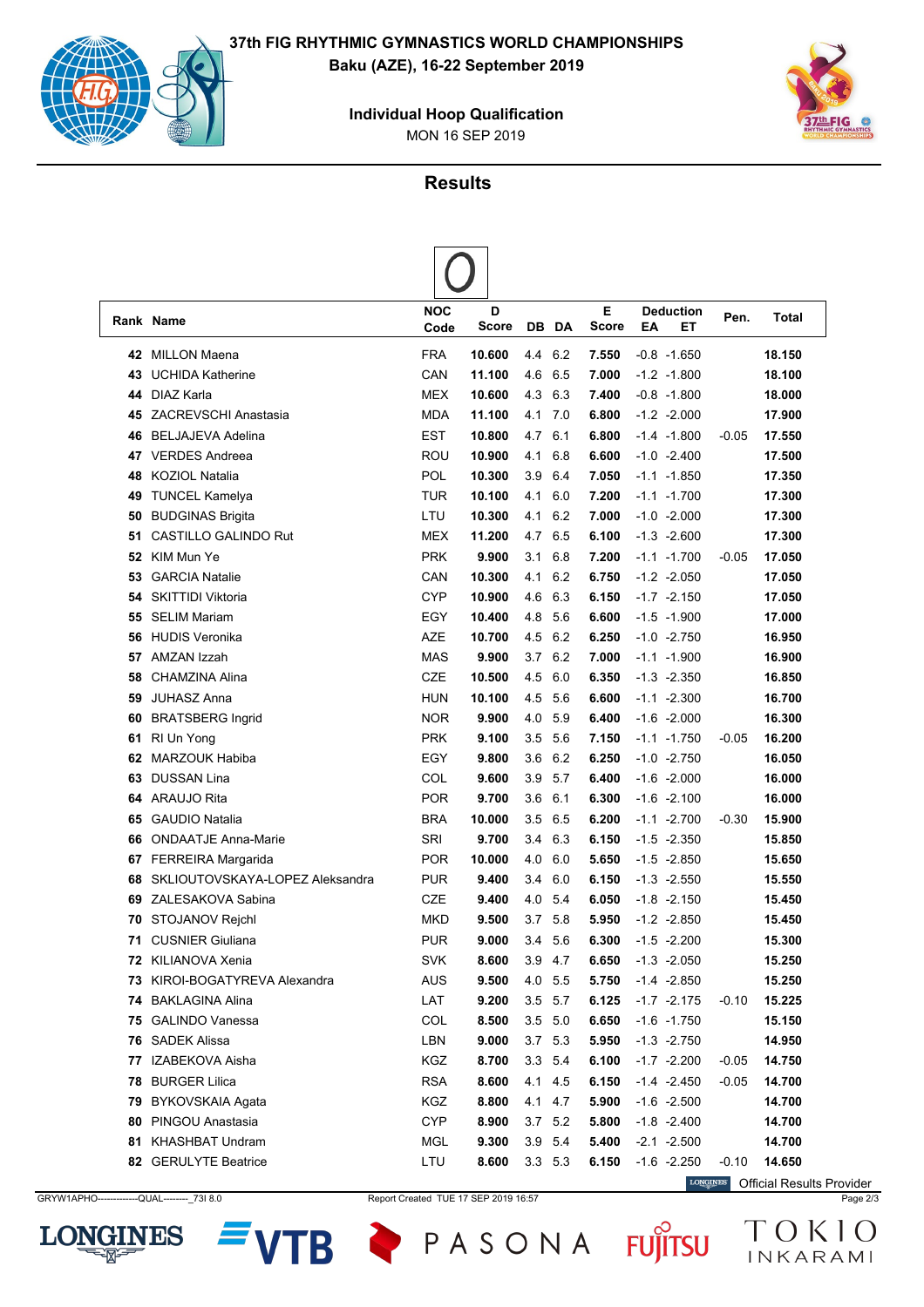# 37th FIG RHYTHMIC GYMNASTICS WORLD CHAMPIONSHIPS

**Baku (AZE), 16-22 September 2019**

**Individual Hoop Qualification**

MON 16 SEP 2019

## Results

| Rank | Name | NOC Code | D Score | DB | DA | E Score | Deduction EA | Deduction ET | Pen. | Total |
|---|---|---|---|---|---|---|---|---|---|---|
| 42 | MILLON Maena | FRA | 10.600 | 4.4 | 6.2 | 7.550 | -0.8 | -1.650 | | 18.150 |
| 43 | UCHIDA Katherine | CAN | 11.100 | 4.6 | 6.5 | 7.000 | -1.2 | -1.800 | | 18.100 |
| 44 | DIAZ Karla | MEX | 10.600 | 4.3 | 6.3 | 7.400 | -0.8 | -1.800 | | 18.000 |
| 45 | ZACREVSCHI Anastasia | MDA | 11.100 | 4.1 | 7.0 | 6.800 | -1.2 | -2.000 | | 17.900 |
| 46 | BELJAJEVA Adelina | EST | 10.800 | 4.7 | 6.1 | 6.800 | -1.4 | -1.800 | -0.05 | 17.550 |
| 47 | VERDES Andreea | ROU | 10.900 | 4.1 | 6.8 | 6.600 | -1.0 | -2.400 | | 17.500 |
| 48 | KOZIOL Natalia | POL | 10.300 | 3.9 | 6.4 | 7.050 | -1.1 | -1.850 | | 17.350 |
| 49 | TUNCEL Kamelya | TUR | 10.100 | 4.1 | 6.0 | 7.200 | -1.1 | -1.700 | | 17.300 |
| 50 | BUDGINAS Brigita | LTU | 10.300 | 4.1 | 6.2 | 7.000 | -1.0 | -2.000 | | 17.300 |
| 51 | CASTILLO GALINDO Rut | MEX | 11.200 | 4.7 | 6.5 | 6.100 | -1.3 | -2.600 | | 17.300 |
| 52 | KIM Mun Ye | PRK | 9.900 | 3.1 | 6.8 | 7.200 | -1.1 | -1.700 | -0.05 | 17.050 |
| 53 | GARCIA Natalie | CAN | 10.300 | 4.1 | 6.2 | 6.750 | -1.2 | -2.050 | | 17.050 |
| 54 | SKITTIDI Viktoria | CYP | 10.900 | 4.6 | 6.3 | 6.150 | -1.7 | -2.150 | | 17.050 |
| 55 | SELIM Mariam | EGY | 10.400 | 4.8 | 5.6 | 6.600 | -1.5 | -1.900 | | 17.000 |
| 56 | HUDIS Veronika | AZE | 10.700 | 4.5 | 6.2 | 6.250 | -1.0 | -2.750 | | 16.950 |
| 57 | AMZAN Izzah | MAS | 9.900 | 3.7 | 6.2 | 7.000 | -1.1 | -1.900 | | 16.900 |
| 58 | CHAMZINA Alina | CZE | 10.500 | 4.5 | 6.0 | 6.350 | -1.3 | -2.350 | | 16.850 |
| 59 | JUHASZ Anna | HUN | 10.100 | 4.5 | 5.6 | 6.600 | -1.1 | -2.300 | | 16.700 |
| 60 | BRATSBERG Ingrid | NOR | 9.900 | 4.0 | 5.9 | 6.400 | -1.6 | -2.000 | | 16.300 |
| 61 | RI Un Yong | PRK | 9.100 | 3.5 | 5.6 | 7.150 | -1.1 | -1.750 | -0.05 | 16.200 |
| 62 | MARZOUK Habiba | EGY | 9.800 | 3.6 | 6.2 | 6.250 | -1.0 | -2.750 | | 16.050 |
| 63 | DUSSAN Lina | COL | 9.600 | 3.9 | 5.7 | 6.400 | -1.6 | -2.000 | | 16.000 |
| 64 | ARAUJO Rita | POR | 9.700 | 3.6 | 6.1 | 6.300 | -1.6 | -2.100 | | 16.000 |
| 65 | GAUDIO Natalia | BRA | 10.000 | 3.5 | 6.5 | 6.200 | -1.1 | -2.700 | -0.30 | 15.900 |
| 66 | ONDAATJE Anna-Marie | SRI | 9.700 | 3.4 | 6.3 | 6.150 | -1.5 | -2.350 | | 15.850 |
| 67 | FERREIRA Margarida | POR | 10.000 | 4.0 | 6.0 | 5.650 | -1.5 | -2.850 | | 15.650 |
| 68 | SKLIOUTOVSKAYA-LOPEZ Aleksandra | PUR | 9.400 | 3.4 | 6.0 | 6.150 | -1.3 | -2.550 | | 15.550 |
| 69 | ZALESAKOVA Sabina | CZE | 9.400 | 4.0 | 5.4 | 6.050 | -1.8 | -2.150 | | 15.450 |
| 70 | STOJANOV Rejchl | MKD | 9.500 | 3.7 | 5.8 | 5.950 | -1.2 | -2.850 | | 15.450 |
| 71 | CUSNIER Giuliana | PUR | 9.000 | 3.4 | 5.6 | 6.300 | -1.5 | -2.200 | | 15.300 |
| 72 | KILIANOVA Xenia | SVK | 8.600 | 3.9 | 4.7 | 6.650 | -1.3 | -2.050 | | 15.250 |
| 73 | KIROI-BOGATYREVA Alexandra | AUS | 9.500 | 4.0 | 5.5 | 5.750 | -1.4 | -2.850 | | 15.250 |
| 74 | BAKLAGINA Alina | LAT | 9.200 | 3.5 | 5.7 | 6.125 | -1.7 | -2.175 | -0.10 | 15.225 |
| 75 | GALINDO Vanessa | COL | 8.500 | 3.5 | 5.0 | 6.650 | -1.6 | -1.750 | | 15.150 |
| 76 | SADEK Alissa | LBN | 9.000 | 3.7 | 5.3 | 5.950 | -1.3 | -2.750 | | 14.950 |
| 77 | IZABEKOVA Aisha | KGZ | 8.700 | 3.3 | 5.4 | 6.100 | -1.7 | -2.200 | -0.05 | 14.750 |
| 78 | BURGER Lilica | RSA | 8.600 | 4.1 | 4.5 | 6.150 | -1.4 | -2.450 | -0.05 | 14.700 |
| 79 | BYKOVSKAIA Agata | KGZ | 8.800 | 4.1 | 4.7 | 5.900 | -1.6 | -2.500 | | 14.700 |
| 80 | PINGOU Anastasia | CYP | 8.900 | 3.7 | 5.2 | 5.800 | -1.8 | -2.400 | | 14.700 |
| 81 | KHASHBAT Undram | MGL | 9.300 | 3.9 | 5.4 | 5.400 | -2.1 | -2.500 | | 14.700 |
| 82 | GERULYTE Beatrice | LTU | 8.600 | 3.3 | 5.3 | 6.150 | -1.6 | -2.250 | -0.10 | 14.650 |

LONGINES Official Results Provider

GRYW1APHO--------------QUAL--------_73I 8.0 Report Created TUE 17 SEP 2019 16:57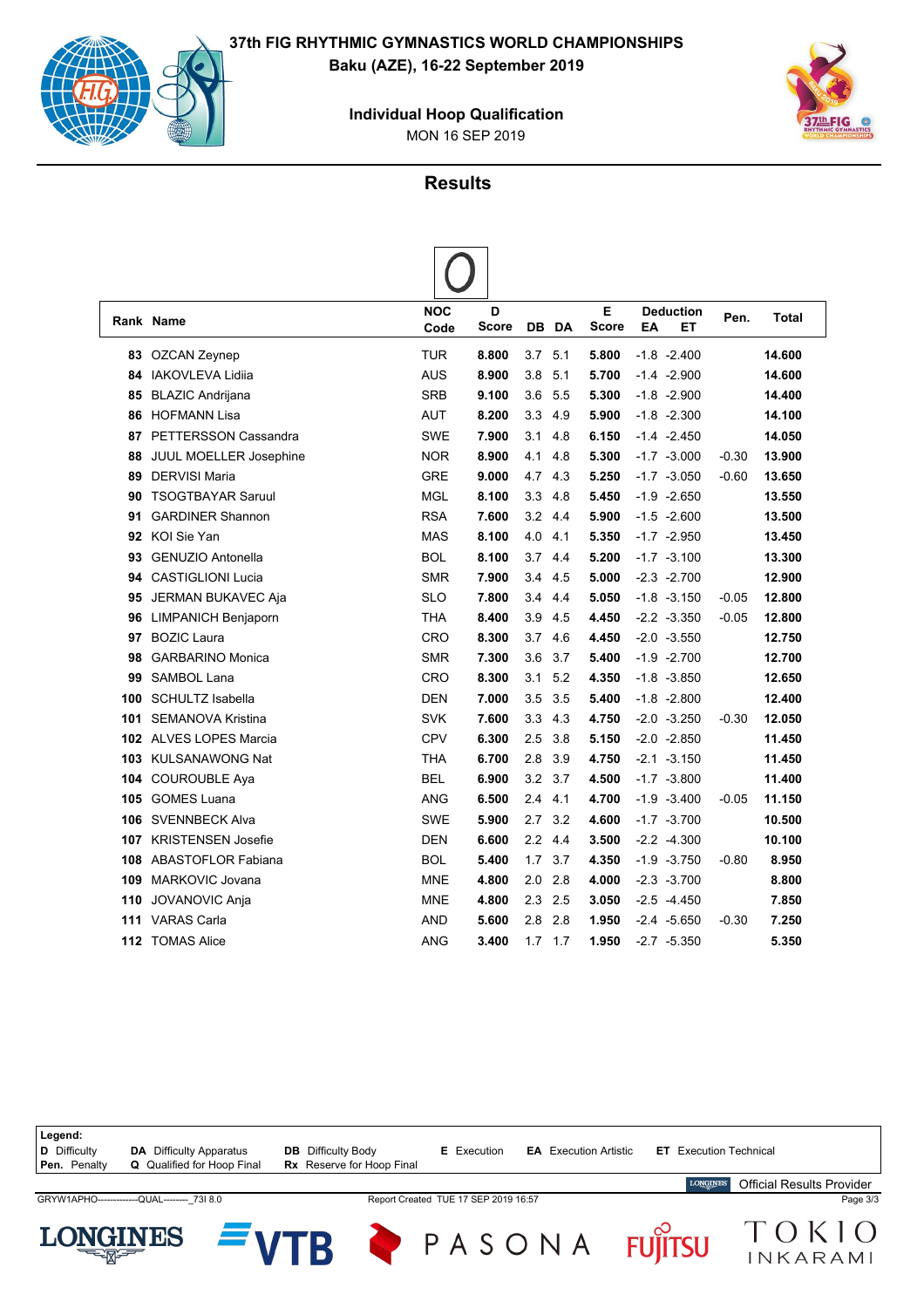# 37th FIG RHYTHMIC GYMNASTICS WORLD CHAMPIONSHIPS

**Baku (AZE), 16-22 September 2019**

**Individual Hoop Qualification**

MON 16 SEP 2019

## Results

| Rank | Name | NOC Code | D Score | DB | DA | E Score | Deduction EA | ET | Pen. | Total |
|---|---|---|---|---|---|---|---|---|---|---|
| 83 | OZCAN Zeynep | TUR | 8.800 | 3.7 | 5.1 | 5.800 | -1.8 | -2.400 | | 14.600 |
| 84 | IAKOVLEVA Lidiia | AUS | 8.900 | 3.8 | 5.1 | 5.700 | -1.4 | -2.900 | | 14.600 |
| 85 | BLAZIC Andrijana | SRB | 9.100 | 3.6 | 5.5 | 5.300 | -1.8 | -2.900 | | 14.400 |
| 86 | HOFMANN Lisa | AUT | 8.200 | 3.3 | 4.9 | 5.900 | -1.8 | -2.300 | | 14.100 |
| 87 | PETTERSSON Cassandra | SWE | 7.900 | 3.1 | 4.8 | 6.150 | -1.4 | -2.450 | | 14.050 |
| 88 | JUUL MOELLER Josephine | NOR | 8.900 | 4.1 | 4.8 | 5.300 | -1.7 | -3.000 | -0.30 | 13.900 |
| 89 | DERVISI Maria | GRE | 9.000 | 4.7 | 4.3 | 5.250 | -1.7 | -3.050 | -0.60 | 13.650 |
| 90 | TSOGTBAYAR Saruul | MGL | 8.100 | 3.3 | 4.8 | 5.450 | -1.9 | -2.650 | | 13.550 |
| 91 | GARDINER Shannon | RSA | 7.600 | 3.2 | 4.4 | 5.900 | -1.5 | -2.600 | | 13.500 |
| 92 | KOI Sie Yan | MAS | 8.100 | 4.0 | 4.1 | 5.350 | -1.7 | -2.950 | | 13.450 |
| 93 | GENUZIO Antonella | BOL | 8.100 | 3.7 | 4.4 | 5.200 | -1.7 | -3.100 | | 13.300 |
| 94 | CASTIGLIONI Lucia | SMR | 7.900 | 3.4 | 4.5 | 5.000 | -2.3 | -2.700 | | 12.900 |
| 95 | JERMAN BUKAVEC Aja | SLO | 7.800 | 3.4 | 4.4 | 5.050 | -1.8 | -3.150 | -0.05 | 12.800 |
| 96 | LIMPANICH Benjaporn | THA | 8.400 | 3.9 | 4.5 | 4.450 | -2.2 | -3.350 | -0.05 | 12.800 |
| 97 | BOZIC Laura | CRO | 8.300 | 3.7 | 4.6 | 4.450 | -2.0 | -3.550 | | 12.750 |
| 98 | GARBARINO Monica | SMR | 7.300 | 3.6 | 3.7 | 5.400 | -1.9 | -2.700 | | 12.700 |
| 99 | SAMBOL Lana | CRO | 8.300 | 3.1 | 5.2 | 4.350 | -1.8 | -3.850 | | 12.650 |
| 100 | SCHULTZ Isabella | DEN | 7.000 | 3.5 | 3.5 | 5.400 | -1.8 | -2.800 | | 12.400 |
| 101 | SEMANOVA Kristina | SVK | 7.600 | 3.3 | 4.3 | 4.750 | -2.0 | -3.250 | -0.30 | 12.050 |
| 102 | ALVES LOPES Marcia | CPV | 6.300 | 2.5 | 3.8 | 5.150 | -2.0 | -2.850 | | 11.450 |
| 103 | KULSANAWONG Nat | THA | 6.700 | 2.8 | 3.9 | 4.750 | -2.1 | -3.150 | | 11.450 |
| 104 | COUROUBLE Aya | BEL | 6.900 | 3.2 | 3.7 | 4.500 | -1.7 | -3.800 | | 11.400 |
| 105 | GOMES Luana | ANG | 6.500 | 2.4 | 4.1 | 4.700 | -1.9 | -3.400 | -0.05 | 11.150 |
| 106 | SVENNBECK Alva | SWE | 5.900 | 2.7 | 3.2 | 4.600 | -1.7 | -3.700 | | 10.500 |
| 107 | KRISTENSEN Josefie | DEN | 6.600 | 2.2 | 4.4 | 3.500 | -2.2 | -4.300 | | 10.100 |
| 108 | ABASTOFLOR Fabiana | BOL | 5.400 | 1.7 | 3.7 | 4.350 | -1.9 | -3.750 | -0.80 | 8.950 |
| 109 | MARKOVIC Jovana | MNE | 4.800 | 2.0 | 2.8 | 4.000 | -2.3 | -3.700 | | 8.800 |
| 110 | JOVANOVIC Anja | MNE | 4.800 | 2.3 | 2.5 | 3.050 | -2.5 | -4.450 | | 7.850 |
| 111 | VARAS Carla | AND | 5.600 | 2.8 | 2.8 | 1.950 | -2.4 | -5.650 | -0.30 | 7.250 |
| 112 | TOMAS Alice | ANG | 3.400 | 1.7 | 1.7 | 1.950 | -2.7 | -5.350 | | 5.350 |

**Legend:**

| | | | | | |
|---|---|---|---|---|---|
| **D** Difficulty | **DA** Difficulty Apparatus | **DB** Difficulty Body | **E** Execution | **EA** Execution Artistic | **ET** Execution Technical |
| **Pen.** Penalty | **Q** Qualified for Hoop Final | **Rx** Reserve for Hoop Final | | | |

Official Results Provider

GRYW1APHO-------------QUAL--------_73I 8.0 Report Created TUE 17 SEP 2019 16:57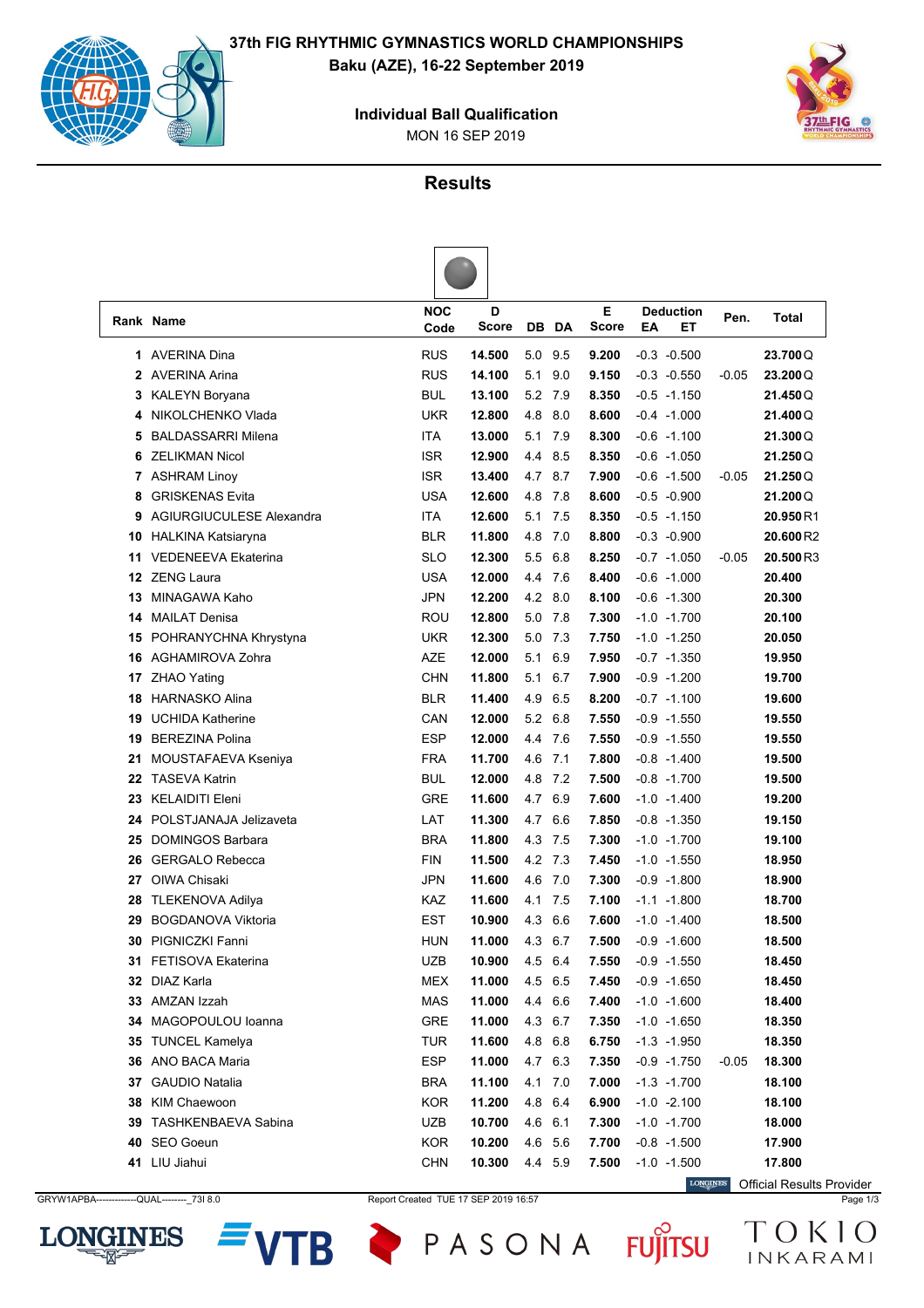# 37th FIG RHYTHMIC GYMNASTICS WORLD CHAMPIONSHIPS

**Baku (AZE), 16-22 September 2019**

**Individual Ball Qualification**

MON 16 SEP 2019

## Results

| Rank | Name | NOC Code | D Score | DB | DA | E Score | Deduction EA | Deduction ET | Pen. | Total |
|---|---|---|---|---|---|---|---|---|---|---|
| 1 | AVERINA Dina | RUS | 14.500 | 5.0 | 9.5 | 9.200 | -0.3 | -0.500 | | 23.700 Q |
| 2 | AVERINA Arina | RUS | 14.100 | 5.1 | 9.0 | 9.150 | -0.3 | -0.550 | -0.05 | 23.200 Q |
| 3 | KALEYN Boryana | BUL | 13.100 | 5.2 | 7.9 | 8.350 | -0.5 | -1.150 | | 21.450 Q |
| 4 | NIKOLCHENKO Vlada | UKR | 12.800 | 4.8 | 8.0 | 8.600 | -0.4 | -1.000 | | 21.400 Q |
| 5 | BALDASSARRI Milena | ITA | 13.000 | 5.1 | 7.9 | 8.300 | -0.6 | -1.100 | | 21.300 Q |
| 6 | ZELIKMAN Nicol | ISR | 12.900 | 4.4 | 8.5 | 8.350 | -0.6 | -1.050 | | 21.250 Q |
| 7 | ASHRAM Linoy | ISR | 13.400 | 4.7 | 8.7 | 7.900 | -0.6 | -1.500 | -0.05 | 21.250 Q |
| 8 | GRISKENAS Evita | USA | 12.600 | 4.8 | 7.8 | 8.600 | -0.5 | -0.900 | | 21.200 Q |
| 9 | AGIURGIUCULESE Alexandra | ITA | 12.600 | 5.1 | 7.5 | 8.350 | -0.5 | -1.150 | | 20.950 R1 |
| 10 | HALKINA Katsiaryna | BLR | 11.800 | 4.8 | 7.0 | 8.800 | -0.3 | -0.900 | | 20.600 R2 |
| 11 | VEDENEEVA Ekaterina | SLO | 12.300 | 5.5 | 6.8 | 8.250 | -0.7 | -1.050 | -0.05 | 20.500 R3 |
| 12 | ZENG Laura | USA | 12.000 | 4.4 | 7.6 | 8.400 | -0.6 | -1.000 | | 20.400 |
| 13 | MINAGAWA Kaho | JPN | 12.200 | 4.2 | 8.0 | 8.100 | -0.6 | -1.300 | | 20.300 |
| 14 | MAILAT Denisa | ROU | 12.800 | 5.0 | 7.8 | 7.300 | -1.0 | -1.700 | | 20.100 |
| 15 | POHRANYCHNA Khrystyna | UKR | 12.300 | 5.0 | 7.3 | 7.750 | -1.0 | -1.250 | | 20.050 |
| 16 | AGHAMIROVA Zohra | AZE | 12.000 | 5.1 | 6.9 | 7.950 | -0.7 | -1.350 | | 19.950 |
| 17 | ZHAO Yating | CHN | 11.800 | 5.1 | 6.7 | 7.900 | -0.9 | -1.200 | | 19.700 |
| 18 | HARNASKO Alina | BLR | 11.400 | 4.9 | 6.5 | 8.200 | -0.7 | -1.100 | | 19.600 |
| 19 | UCHIDA Katherine | CAN | 12.000 | 5.2 | 6.8 | 7.550 | -0.9 | -1.550 | | 19.550 |
| 19 | BEREZINA Polina | ESP | 12.000 | 4.4 | 7.6 | 7.550 | -0.9 | -1.550 | | 19.550 |
| 21 | MOUSTAFAEVA Kseniya | FRA | 11.700 | 4.6 | 7.1 | 7.800 | -0.8 | -1.400 | | 19.500 |
| 22 | TASEVA Katrin | BUL | 12.000 | 4.8 | 7.2 | 7.500 | -0.8 | -1.700 | | 19.500 |
| 23 | KELAIDITI Eleni | GRE | 11.600 | 4.7 | 6.9 | 7.600 | -1.0 | -1.400 | | 19.200 |
| 24 | POLSTJANAJA Jelizaveta | LAT | 11.300 | 4.7 | 6.6 | 7.850 | -0.8 | -1.350 | | 19.150 |
| 25 | DOMINGOS Barbara | BRA | 11.800 | 4.3 | 7.5 | 7.300 | -1.0 | -1.700 | | 19.100 |
| 26 | GERGALO Rebecca | FIN | 11.500 | 4.2 | 7.3 | 7.450 | -1.0 | -1.550 | | 18.950 |
| 27 | OIWA Chisaki | JPN | 11.600 | 4.6 | 7.0 | 7.300 | -0.9 | -1.800 | | 18.900 |
| 28 | TLEKENOVA Adilya | KAZ | 11.600 | 4.1 | 7.5 | 7.100 | -1.1 | -1.800 | | 18.700 |
| 29 | BOGDANOVA Viktoria | EST | 10.900 | 4.3 | 6.6 | 7.600 | -1.0 | -1.400 | | 18.500 |
| 30 | PIGNICZKI Fanni | HUN | 11.000 | 4.3 | 6.7 | 7.500 | -0.9 | -1.600 | | 18.500 |
| 31 | FETISOVA Ekaterina | UZB | 10.900 | 4.5 | 6.4 | 7.550 | -0.9 | -1.550 | | 18.450 |
| 32 | DIAZ Karla | MEX | 11.000 | 4.5 | 6.5 | 7.450 | -0.9 | -1.650 | | 18.450 |
| 33 | AMZAN Izzah | MAS | 11.000 | 4.4 | 6.6 | 7.400 | -1.0 | -1.600 | | 18.400 |
| 34 | MAGOPOULOU Ioanna | GRE | 11.000 | 4.3 | 6.7 | 7.350 | -1.0 | -1.650 | | 18.350 |
| 35 | TUNCEL Kamelya | TUR | 11.600 | 4.8 | 6.8 | 6.750 | -1.3 | -1.950 | | 18.350 |
| 36 | ANO BACA Maria | ESP | 11.000 | 4.7 | 6.3 | 7.350 | -0.9 | -1.750 | -0.05 | 18.300 |
| 37 | GAUDIO Natalia | BRA | 11.100 | 4.1 | 7.0 | 7.000 | -1.3 | -1.700 | | 18.100 |
| 38 | KIM Chaewoon | KOR | 11.200 | 4.8 | 6.4 | 6.900 | -1.0 | -2.100 | | 18.100 |
| 39 | TASHKENBAEVA Sabina | UZB | 10.700 | 4.6 | 6.1 | 7.300 | -1.0 | -1.700 | | 18.000 |
| 40 | SEO Goeun | KOR | 10.200 | 4.6 | 5.6 | 7.700 | -0.8 | -1.500 | | 17.900 |
| 41 | LIU Jiahui | CHN | 10.300 | 4.4 | 5.9 | 7.500 | -1.0 | -1.500 | | 17.800 |

Official Results Provider

GRYW1APBA--------------QUAL--------_73I 8.0 Report Created TUE 17 SEP 2019 16:57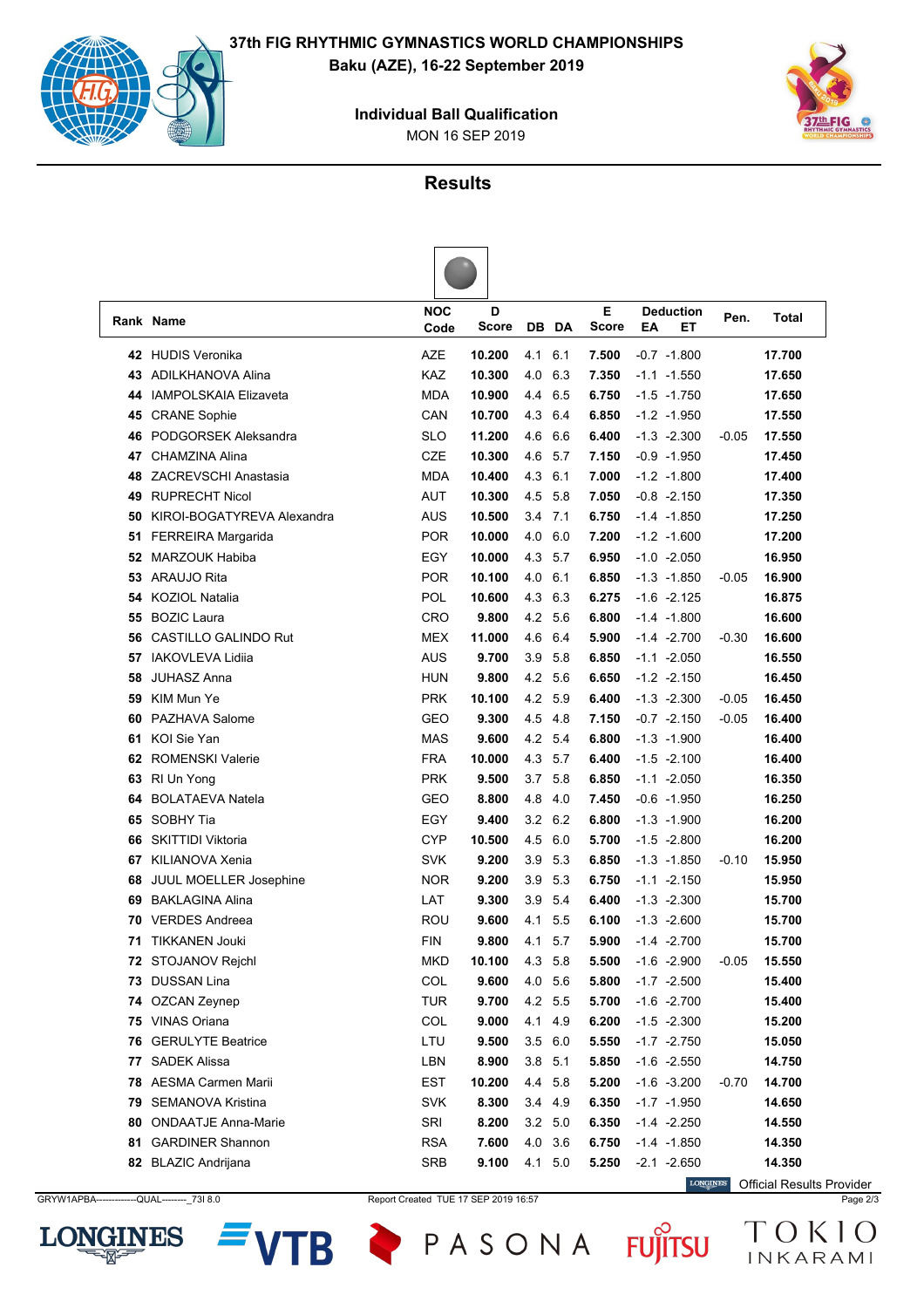# 37th FIG RHYTHMIC GYMNASTICS WORLD CHAMPIONSHIPS

**Baku (AZE), 16-22 September 2019**

**Individual Ball Qualification**

MON 16 SEP 2019

## Results

| Rank | Name | NOC Code | D Score | DB | DA | E Score | Deduction EA | Deduction ET | Pen. | Total |
|---|---|---|---|---|---|---|---|---|---|---|
| 42 | HUDIS Veronika | AZE | 10.200 | 4.1 | 6.1 | 7.500 | -0.7 | -1.800 | | 17.700 |
| 43 | ADILKHANOVA Alina | KAZ | 10.300 | 4.0 | 6.3 | 7.350 | -1.1 | -1.550 | | 17.650 |
| 44 | IAMPOLSKAIA Elizaveta | MDA | 10.900 | 4.4 | 6.5 | 6.750 | -1.5 | -1.750 | | 17.650 |
| 45 | CRANE Sophie | CAN | 10.700 | 4.3 | 6.4 | 6.850 | -1.2 | -1.950 | | 17.550 |
| 46 | PODGORSEK Aleksandra | SLO | 11.200 | 4.6 | 6.6 | 6.400 | -1.3 | -2.300 | -0.05 | 17.550 |
| 47 | CHAMZINA Alina | CZE | 10.300 | 4.6 | 5.7 | 7.150 | -0.9 | -1.950 | | 17.450 |
| 48 | ZACREVSCHI Anastasia | MDA | 10.400 | 4.3 | 6.1 | 7.000 | -1.2 | -1.800 | | 17.400 |
| 49 | RUPRECHT Nicol | AUT | 10.300 | 4.5 | 5.8 | 7.050 | -0.8 | -2.150 | | 17.350 |
| 50 | KIROI-BOGATYREVA Alexandra | AUS | 10.500 | 3.4 | 7.1 | 6.750 | -1.4 | -1.850 | | 17.250 |
| 51 | FERREIRA Margarida | POR | 10.000 | 4.0 | 6.0 | 7.200 | -1.2 | -1.600 | | 17.200 |
| 52 | MARZOUK Habiba | EGY | 10.000 | 4.3 | 5.7 | 6.950 | -1.0 | -2.050 | | 16.950 |
| 53 | ARAUJO Rita | POR | 10.100 | 4.0 | 6.1 | 6.850 | -1.3 | -1.850 | -0.05 | 16.900 |
| 54 | KOZIOL Natalia | POL | 10.600 | 4.3 | 6.3 | 6.275 | -1.6 | -2.125 | | 16.875 |
| 55 | BOZIC Laura | CRO | 9.800 | 4.2 | 5.6 | 6.800 | -1.4 | -1.800 | | 16.600 |
| 56 | CASTILLO GALINDO Rut | MEX | 11.000 | 4.6 | 6.4 | 5.900 | -1.4 | -2.700 | -0.30 | 16.600 |
| 57 | IAKOVLEVA Lidiia | AUS | 9.700 | 3.9 | 5.8 | 6.850 | -1.1 | -2.050 | | 16.550 |
| 58 | JUHASZ Anna | HUN | 9.800 | 4.2 | 5.6 | 6.650 | -1.2 | -2.150 | | 16.450 |
| 59 | KIM Mun Ye | PRK | 10.100 | 4.2 | 5.9 | 6.400 | -1.3 | -2.300 | -0.05 | 16.450 |
| 60 | PAZHAVA Salome | GEO | 9.300 | 4.5 | 4.8 | 7.150 | -0.7 | -2.150 | -0.05 | 16.400 |
| 61 | KOI Sie Yan | MAS | 9.600 | 4.2 | 5.4 | 6.800 | -1.3 | -1.900 | | 16.400 |
| 62 | ROMENSKI Valerie | FRA | 10.000 | 4.3 | 5.7 | 6.400 | -1.5 | -2.100 | | 16.400 |
| 63 | RI Un Yong | PRK | 9.500 | 3.7 | 5.8 | 6.850 | -1.1 | -2.050 | | 16.350 |
| 64 | BOLATAEVA Natela | GEO | 8.800 | 4.8 | 4.0 | 7.450 | -0.6 | -1.950 | | 16.250 |
| 65 | SOBHY Tia | EGY | 9.400 | 3.2 | 6.2 | 6.800 | -1.3 | -1.900 | | 16.200 |
| 66 | SKITTIDI Viktoria | CYP | 10.500 | 4.5 | 6.0 | 5.700 | -1.5 | -2.800 | | 16.200 |
| 67 | KILIANOVA Xenia | SVK | 9.200 | 3.9 | 5.3 | 6.850 | -1.3 | -1.850 | -0.10 | 15.950 |
| 68 | JUUL MOELLER Josephine | NOR | 9.200 | 3.9 | 5.3 | 6.750 | -1.1 | -2.150 | | 15.950 |
| 69 | BAKLAGINA Alina | LAT | 9.300 | 3.9 | 5.4 | 6.400 | -1.3 | -2.300 | | 15.700 |
| 70 | VERDES Andreea | ROU | 9.600 | 4.1 | 5.5 | 6.100 | -1.3 | -2.600 | | 15.700 |
| 71 | TIKKANEN Jouki | FIN | 9.800 | 4.1 | 5.7 | 5.900 | -1.4 | -2.700 | | 15.700 |
| 72 | STOJANOV Rejchl | MKD | 10.100 | 4.3 | 5.8 | 5.500 | -1.6 | -2.900 | -0.05 | 15.550 |
| 73 | DUSSAN Lina | COL | 9.600 | 4.0 | 5.6 | 5.800 | -1.7 | -2.500 | | 15.400 |
| 74 | OZCAN Zeynep | TUR | 9.700 | 4.2 | 5.5 | 5.700 | -1.6 | -2.700 | | 15.400 |
| 75 | VINAS Oriana | COL | 9.000 | 4.1 | 4.9 | 6.200 | -1.5 | -2.300 | | 15.200 |
| 76 | GERULYTE Beatrice | LTU | 9.500 | 3.5 | 6.0 | 5.550 | -1.7 | -2.750 | | 15.050 |
| 77 | SADEK Alissa | LBN | 8.900 | 3.8 | 5.1 | 5.850 | -1.6 | -2.550 | | 14.750 |
| 78 | AESMA Carmen Marii | EST | 10.200 | 4.4 | 5.8 | 5.200 | -1.6 | -3.200 | -0.70 | 14.700 |
| 79 | SEMANOVA Kristina | SVK | 8.300 | 3.4 | 4.9 | 6.350 | -1.7 | -1.950 | | 14.650 |
| 80 | ONDAATJE Anna-Marie | SRI | 8.200 | 3.2 | 5.0 | 6.350 | -1.4 | -2.250 | | 14.550 |
| 81 | GARDINER Shannon | RSA | 7.600 | 4.0 | 3.6 | 6.750 | -1.4 | -1.850 | | 14.350 |
| 82 | BLAZIC Andrijana | SRB | 9.100 | 4.1 | 5.0 | 5.250 | -2.1 | -2.650 | | 14.350 |

Official Results Provider

GRYW1APBA------------QUAL--------_73I 8.0 Report Created TUE 17 SEP 2019 16:57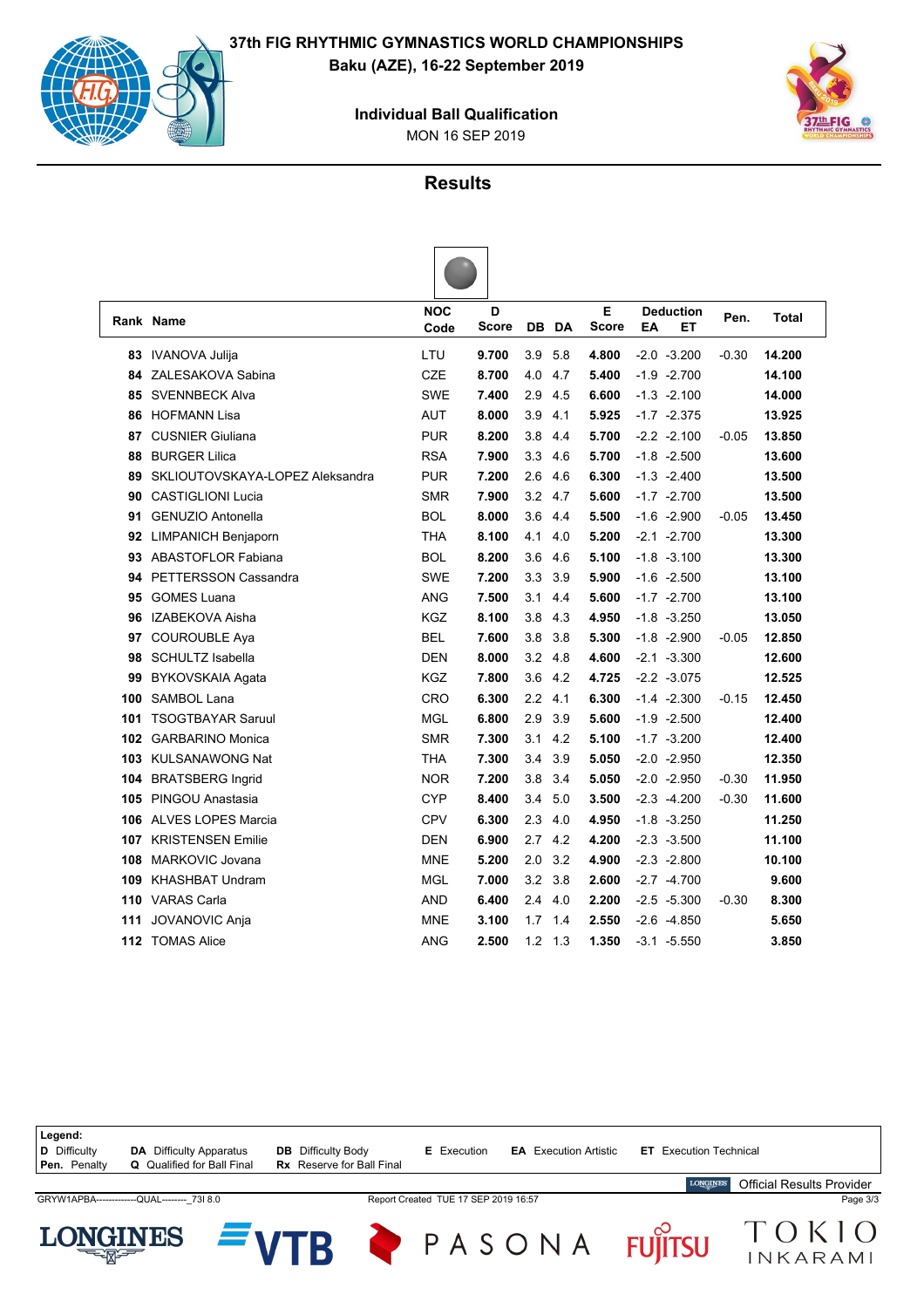# 37th FIG RHYTHMIC GYMNASTICS WORLD CHAMPIONSHIPS

**Baku (AZE), 16-22 September 2019**

**Individual Ball Qualification**

MON 16 SEP 2019

## Results

| Rank | Name | NOC Code | D Score | DB | DA | E Score | Deduction EA | ET | Pen. | Total |
|---|---|---|---|---|---|---|---|---|---|---|
| 83 | IVANOVA Julija | LTU | 9.700 | 3.9 | 5.8 | 4.800 | -2.0 | -3.200 | -0.30 | 14.200 |
| 84 | ZALESAKOVA Sabina | CZE | 8.700 | 4.0 | 4.7 | 5.400 | -1.9 | -2.700 | | 14.100 |
| 85 | SVENNBECK Alva | SWE | 7.400 | 2.9 | 4.5 | 6.600 | -1.3 | -2.100 | | 14.000 |
| 86 | HOFMANN Lisa | AUT | 8.000 | 3.9 | 4.1 | 5.925 | -1.7 | -2.375 | | 13.925 |
| 87 | CUSNIER Giuliana | PUR | 8.200 | 3.8 | 4.4 | 5.700 | -2.2 | -2.100 | -0.05 | 13.850 |
| 88 | BURGER Lilica | RSA | 7.900 | 3.3 | 4.6 | 5.700 | -1.8 | -2.500 | | 13.600 |
| 89 | SKLIOUTOVSKAYA-LOPEZ Aleksandra | PUR | 7.200 | 2.6 | 4.6 | 6.300 | -1.3 | -2.400 | | 13.500 |
| 90 | CASTIGLIONI Lucia | SMR | 7.900 | 3.2 | 4.7 | 5.600 | -1.7 | -2.700 | | 13.500 |
| 91 | GENUZIO Antonella | BOL | 8.000 | 3.6 | 4.4 | 5.500 | -1.6 | -2.900 | -0.05 | 13.450 |
| 92 | LIMPANICH Benjaporn | THA | 8.100 | 4.1 | 4.0 | 5.200 | -2.1 | -2.700 | | 13.300 |
| 93 | ABASTOFLOR Fabiana | BOL | 8.200 | 3.6 | 4.6 | 5.100 | -1.8 | -3.100 | | 13.300 |
| 94 | PETTERSSON Cassandra | SWE | 7.200 | 3.3 | 3.9 | 5.900 | -1.6 | -2.500 | | 13.100 |
| 95 | GOMES Luana | ANG | 7.500 | 3.1 | 4.4 | 5.600 | -1.7 | -2.700 | | 13.100 |
| 96 | IZABEKOVA Aisha | KGZ | 8.100 | 3.8 | 4.3 | 4.950 | -1.8 | -3.250 | | 13.050 |
| 97 | COUROUBLE Aya | BEL | 7.600 | 3.8 | 3.8 | 5.300 | -1.8 | -2.900 | -0.05 | 12.850 |
| 98 | SCHULTZ Isabella | DEN | 8.000 | 3.2 | 4.8 | 4.600 | -2.1 | -3.300 | | 12.600 |
| 99 | BYKOVSKAIA Agata | KGZ | 7.800 | 3.6 | 4.2 | 4.725 | -2.2 | -3.075 | | 12.525 |
| 100 | SAMBOL Lana | CRO | 6.300 | 2.2 | 4.1 | 6.300 | -1.4 | -2.300 | -0.15 | 12.450 |
| 101 | TSOGTBAYAR Saruul | MGL | 6.800 | 2.9 | 3.9 | 5.600 | -1.9 | -2.500 | | 12.400 |
| 102 | GARBARINO Monica | SMR | 7.300 | 3.1 | 4.2 | 5.100 | -1.7 | -3.200 | | 12.400 |
| 103 | KULSANAWONG Nat | THA | 7.300 | 3.4 | 3.9 | 5.050 | -2.0 | -2.950 | | 12.350 |
| 104 | BRATSBERG Ingrid | NOR | 7.200 | 3.8 | 3.4 | 5.050 | -2.0 | -2.950 | -0.30 | 11.950 |
| 105 | PINGOU Anastasia | CYP | 8.400 | 3.4 | 5.0 | 3.500 | -2.3 | -4.200 | -0.30 | 11.600 |
| 106 | ALVES LOPES Marcia | CPV | 6.300 | 2.3 | 4.0 | 4.950 | -1.8 | -3.250 | | 11.250 |
| 107 | KRISTENSEN Emilie | DEN | 6.900 | 2.7 | 4.2 | 4.200 | -2.3 | -3.500 | | 11.100 |
| 108 | MARKOVIC Jovana | MNE | 5.200 | 2.0 | 3.2 | 4.900 | -2.3 | -2.800 | | 10.100 |
| 109 | KHASHBAT Undram | MGL | 7.000 | 3.2 | 3.8 | 2.600 | -2.7 | -4.700 | | 9.600 |
| 110 | VARAS Carla | AND | 6.400 | 2.4 | 4.0 | 2.200 | -2.5 | -5.300 | -0.30 | 8.300 |
| 111 | JOVANOVIC Anja | MNE | 3.100 | 1.7 | 1.4 | 2.550 | -2.6 | -4.850 | | 5.650 |
| 112 | TOMAS Alice | ANG | 2.500 | 1.2 | 1.3 | 1.350 | -3.1 | -5.550 | | 3.850 |

**Legend:**
**D** Difficulty | **DA** Difficulty Apparatus | **DB** Difficulty Body | **E** Execution | **EA** Execution Artistic | **ET** Execution Technical
**Pen.** Penalty | **Q** Qualified for Ball Final | **Rx** Reserve for Ball Final

Official Results Provider

GRYW1APBA-------------QUAL--------_73I 8.0 | Report Created TUE 17 SEP 2019 16:57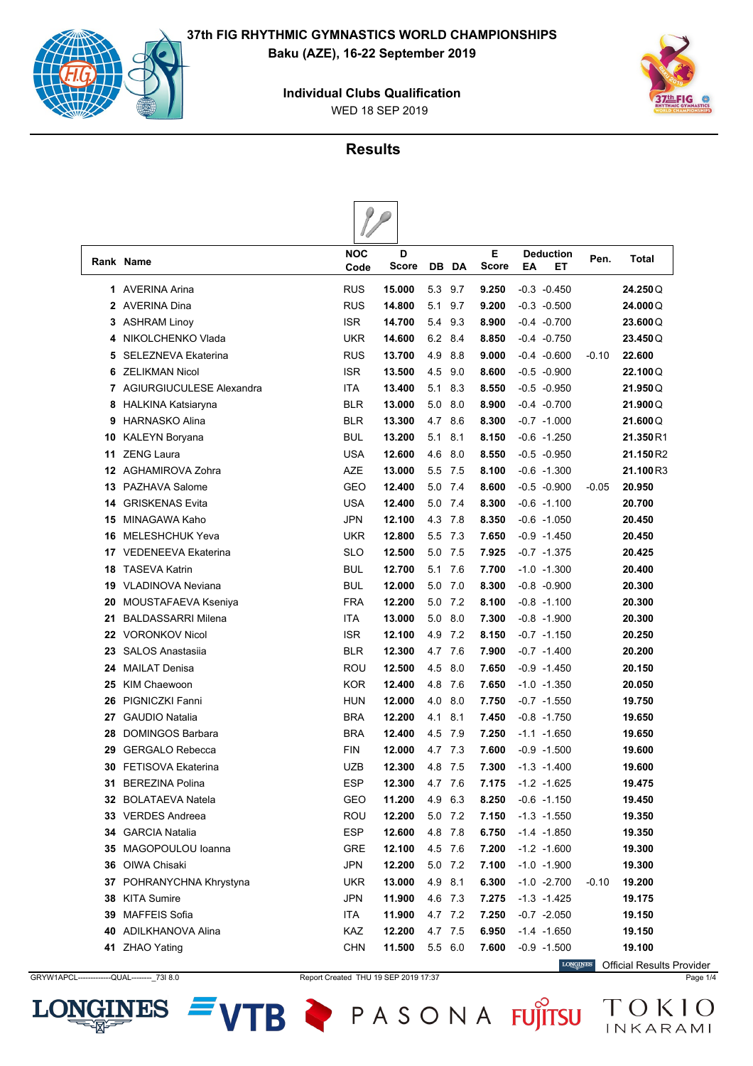# 37th FIG RHYTHMIC GYMNASTICS WORLD CHAMPIONSHIPS

**Baku (AZE), 16-22 September 2019**

**Individual Clubs Qualification**

WED 18 SEP 2019

## Results

| Rank | Name | NOC Code | D Score | DB | DA | E Score | Deduction EA | Deduction ET | Pen. | Total | |
|---|---|---|---|---|---|---|---|---|---|---|---|
| 1 | AVERINA Arina | RUS | **15.000** | 5.3 | 9.7 | **9.250** | -0.3 | -0.450 | | **24.250** | Q |
| 2 | AVERINA Dina | RUS | **14.800** | 5.1 | 9.7 | **9.200** | -0.3 | -0.500 | | **24.000** | Q |
| 3 | ASHRAM Linoy | ISR | **14.700** | 5.4 | 9.3 | **8.900** | -0.4 | -0.700 | | **23.600** | Q |
| 4 | NIKOLCHENKO Vlada | UKR | **14.600** | 6.2 | 8.4 | **8.850** | -0.4 | -0.750 | | **23.450** | Q |
| 5 | SELEZNEVA Ekaterina | RUS | **13.700** | 4.9 | 8.8 | **9.000** | -0.4 | -0.600 | -0.10 | **22.600** | |
| 6 | ZELIKMAN Nicol | ISR | **13.500** | 4.5 | 9.0 | **8.600** | -0.5 | -0.900 | | **22.100** | Q |
| 7 | AGIURGIUCULESE Alexandra | ITA | **13.400** | 5.1 | 8.3 | **8.550** | -0.5 | -0.950 | | **21.950** | Q |
| 8 | HALKINA Katsiaryna | BLR | **13.000** | 5.0 | 8.0 | **8.900** | -0.4 | -0.700 | | **21.900** | Q |
| 9 | HARNASKO Alina | BLR | **13.300** | 4.7 | 8.6 | **8.300** | -0.7 | -1.000 | | **21.600** | Q |
| 10 | KALEYN Boryana | BUL | **13.200** | 5.1 | 8.1 | **8.150** | -0.6 | -1.250 | | **21.350** | R1 |
| 11 | ZENG Laura | USA | **12.600** | 4.6 | 8.0 | **8.550** | -0.5 | -0.950 | | **21.150** | R2 |
| 12 | AGHAMIROVA Zohra | AZE | **13.000** | 5.5 | 7.5 | **8.100** | -0.6 | -1.300 | | **21.100** | R3 |
| 13 | PAZHAVA Salome | GEO | **12.400** | 5.0 | 7.4 | **8.600** | -0.5 | -0.900 | -0.05 | **20.950** | |
| 14 | GRISKENAS Evita | USA | **12.400** | 5.0 | 7.4 | **8.300** | -0.6 | -1.100 | | **20.700** | |
| 15 | MINAGAWA Kaho | JPN | **12.100** | 4.3 | 7.8 | **8.350** | -0.6 | -1.050 | | **20.450** | |
| 16 | MELESHCHUK Yeva | UKR | **12.800** | 5.5 | 7.3 | **7.650** | -0.9 | -1.450 | | **20.450** | |
| 17 | VEDENEEVA Ekaterina | SLO | **12.500** | 5.0 | 7.5 | **7.925** | -0.7 | -1.375 | | **20.425** | |
| 18 | TASEVA Katrin | BUL | **12.700** | 5.1 | 7.6 | **7.700** | -1.0 | -1.300 | | **20.400** | |
| 19 | VLADINOVA Neviana | BUL | **12.000** | 5.0 | 7.0 | **8.300** | -0.8 | -0.900 | | **20.300** | |
| 20 | MOUSTAFAEVA Kseniya | FRA | **12.200** | 5.0 | 7.2 | **8.100** | -0.8 | -1.100 | | **20.300** | |
| 21 | BALDASSARRI Milena | ITA | **13.000** | 5.0 | 8.0 | **7.300** | -0.8 | -1.900 | | **20.300** | |
| 22 | VORONKOV Nicol | ISR | **12.100** | 4.9 | 7.2 | **8.150** | -0.7 | -1.150 | | **20.250** | |
| 23 | SALOS Anastasiia | BLR | **12.300** | 4.7 | 7.6 | **7.900** | -0.7 | -1.400 | | **20.200** | |
| 24 | MAILAT Denisa | ROU | **12.500** | 4.5 | 8.0 | **7.650** | -0.9 | -1.450 | | **20.150** | |
| 25 | KIM Chaewoon | KOR | **12.400** | 4.8 | 7.6 | **7.650** | -1.0 | -1.350 | | **20.050** | |
| 26 | PIGNICZKI Fanni | HUN | **12.000** | 4.0 | 8.0 | **7.750** | -0.7 | -1.550 | | **19.750** | |
| 27 | GAUDIO Natalia | BRA | **12.200** | 4.1 | 8.1 | **7.450** | -0.8 | -1.750 | | **19.650** | |
| 28 | DOMINGOS Barbara | BRA | **12.400** | 4.5 | 7.9 | **7.250** | -1.1 | -1.650 | | **19.650** | |
| 29 | GERGALO Rebecca | FIN | **12.000** | 4.7 | 7.3 | **7.600** | -0.9 | -1.500 | | **19.600** | |
| 30 | FETISOVA Ekaterina | UZB | **12.300** | 4.8 | 7.5 | **7.300** | -1.3 | -1.400 | | **19.600** | |
| 31 | BEREZINA Polina | ESP | **12.300** | 4.7 | 7.6 | **7.175** | -1.2 | -1.625 | | **19.475** | |
| 32 | BOLATAEVA Natela | GEO | **11.200** | 4.9 | 6.3 | **8.250** | -0.6 | -1.150 | | **19.450** | |
| 33 | VERDES Andreea | ROU | **12.200** | 5.0 | 7.2 | **7.150** | -1.3 | -1.550 | | **19.350** | |
| 34 | GARCIA Natalia | ESP | **12.600** | 4.8 | 7.8 | **6.750** | -1.4 | -1.850 | | **19.350** | |
| 35 | MAGOPOULOU Ioanna | GRE | **12.100** | 4.5 | 7.6 | **7.200** | -1.2 | -1.600 | | **19.300** | |
| 36 | OIWA Chisaki | JPN | **12.200** | 5.0 | 7.2 | **7.100** | -1.0 | -1.900 | | **19.300** | |
| 37 | POHRANYCHNA Khrystyna | UKR | **13.000** | 4.9 | 8.1 | **6.300** | -1.0 | -2.700 | -0.10 | **19.200** | |
| 38 | KITA Sumire | JPN | **11.900** | 4.6 | 7.3 | **7.275** | -1.3 | -1.425 | | **19.175** | |
| 39 | MAFFEIS Sofia | ITA | **11.900** | 4.7 | 7.2 | **7.250** | -0.7 | -2.050 | | **19.150** | |
| 40 | ADILKHANOVA Alina | KAZ | **12.200** | 4.7 | 7.5 | **6.950** | -1.4 | -1.650 | | **19.150** | |
| 41 | ZHAO Yating | CHN | **11.500** | 5.5 | 6.0 | **7.600** | -0.9 | -1.500 | | **19.100** | |

Official Results Provider

GRYW1APCL-------------QUAL--------_73I 8.0 Report Created THU 19 SEP 2019 17:37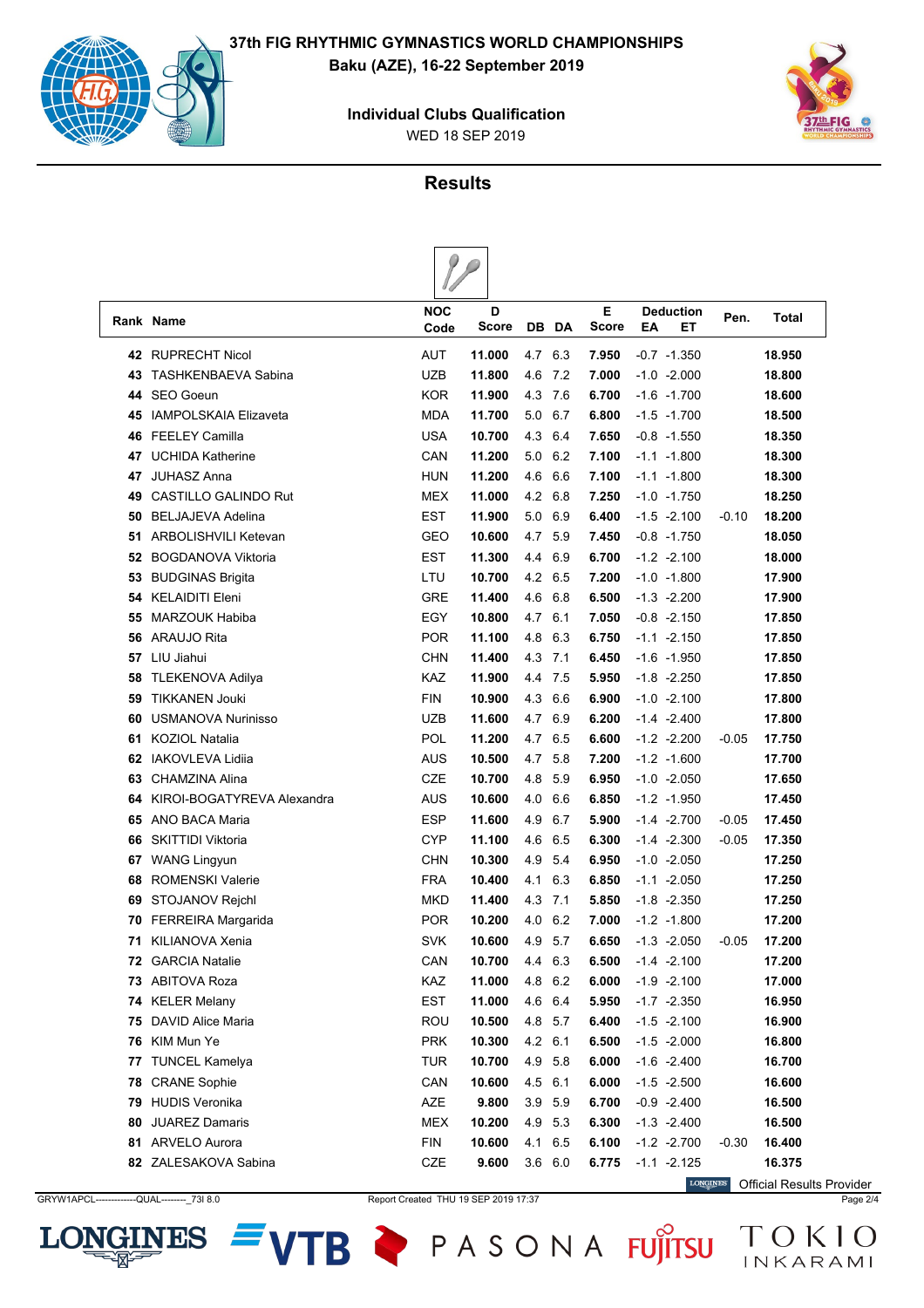# 37th FIG RHYTHMIC GYMNASTICS WORLD CHAMPIONSHIPS

**Baku (AZE), 16-22 September 2019**

**Individual Clubs Qualification**

WED 18 SEP 2019

## Results

| Rank | Name | NOC Code | D Score | DB | DA | E Score | Deduction EA | Deduction ET | Pen. | Total |
|---|---|---|---|---|---|---|---|---|---|---|
| 42 | RUPRECHT Nicol | AUT | 11.000 | 4.7 | 6.3 | 7.950 | -0.7 | -1.350 | | 18.950 |
| 43 | TASHKENBAEVA Sabina | UZB | 11.800 | 4.6 | 7.2 | 7.000 | -1.0 | -2.000 | | 18.800 |
| 44 | SEO Goeun | KOR | 11.900 | 4.3 | 7.6 | 6.700 | -1.6 | -1.700 | | 18.600 |
| 45 | IAMPOLSKAIA Elizaveta | MDA | 11.700 | 5.0 | 6.7 | 6.800 | -1.5 | -1.700 | | 18.500 |
| 46 | FEELEY Camilla | USA | 10.700 | 4.3 | 6.4 | 7.650 | -0.8 | -1.550 | | 18.350 |
| 47 | UCHIDA Katherine | CAN | 11.200 | 5.0 | 6.2 | 7.100 | -1.1 | -1.800 | | 18.300 |
| 47 | JUHASZ Anna | HUN | 11.200 | 4.6 | 6.6 | 7.100 | -1.1 | -1.800 | | 18.300 |
| 49 | CASTILLO GALINDO Rut | MEX | 11.000 | 4.2 | 6.8 | 7.250 | -1.0 | -1.750 | | 18.250 |
| 50 | BELJAJEVA Adelina | EST | 11.900 | 5.0 | 6.9 | 6.400 | -1.5 | -2.100 | -0.10 | 18.200 |
| 51 | ARBOLISHVILI Ketevan | GEO | 10.600 | 4.7 | 5.9 | 7.450 | -0.8 | -1.750 | | 18.050 |
| 52 | BOGDANOVA Viktoria | EST | 11.300 | 4.4 | 6.9 | 6.700 | -1.2 | -2.100 | | 18.000 |
| 53 | BUDGINAS Brigita | LTU | 10.700 | 4.2 | 6.5 | 7.200 | -1.0 | -1.800 | | 17.900 |
| 54 | KELAIDITI Eleni | GRE | 11.400 | 4.6 | 6.8 | 6.500 | -1.3 | -2.200 | | 17.900 |
| 55 | MARZOUK Habiba | EGY | 10.800 | 4.7 | 6.1 | 7.050 | -0.8 | -2.150 | | 17.850 |
| 56 | ARAUJO Rita | POR | 11.100 | 4.8 | 6.3 | 6.750 | -1.1 | -2.150 | | 17.850 |
| 57 | LIU Jiahui | CHN | 11.400 | 4.3 | 7.1 | 6.450 | -1.6 | -1.950 | | 17.850 |
| 58 | TLEKENOVA Adilya | KAZ | 11.900 | 4.4 | 7.5 | 5.950 | -1.8 | -2.250 | | 17.850 |
| 59 | TIKKANEN Jouki | FIN | 10.900 | 4.3 | 6.6 | 6.900 | -1.0 | -2.100 | | 17.800 |
| 60 | USMANOVA Nurinisso | UZB | 11.600 | 4.7 | 6.9 | 6.200 | -1.4 | -2.400 | | 17.800 |
| 61 | KOZIOL Natalia | POL | 11.200 | 4.7 | 6.5 | 6.600 | -1.2 | -2.200 | -0.05 | 17.750 |
| 62 | IAKOVLEVA Lidiia | AUS | 10.500 | 4.7 | 5.8 | 7.200 | -1.2 | -1.600 | | 17.700 |
| 63 | CHAMZINA Alina | CZE | 10.700 | 4.8 | 5.9 | 6.950 | -1.0 | -2.050 | | 17.650 |
| 64 | KIROI-BOGATYREVA Alexandra | AUS | 10.600 | 4.0 | 6.6 | 6.850 | -1.2 | -1.950 | | 17.450 |
| 65 | ANO BACA Maria | ESP | 11.600 | 4.9 | 6.7 | 5.900 | -1.4 | -2.700 | -0.05 | 17.450 |
| 66 | SKITTIDI Viktoria | CYP | 11.100 | 4.6 | 6.5 | 6.300 | -1.4 | -2.300 | -0.05 | 17.350 |
| 67 | WANG Lingyun | CHN | 10.300 | 4.9 | 5.4 | 6.950 | -1.0 | -2.050 | | 17.250 |
| 68 | ROMENSKI Valerie | FRA | 10.400 | 4.1 | 6.3 | 6.850 | -1.1 | -2.050 | | 17.250 |
| 69 | STOJANOV Rejchl | MKD | 11.400 | 4.3 | 7.1 | 5.850 | -1.8 | -2.350 | | 17.250 |
| 70 | FERREIRA Margarida | POR | 10.200 | 4.0 | 6.2 | 7.000 | -1.2 | -1.800 | | 17.200 |
| 71 | KILIANOVA Xenia | SVK | 10.600 | 4.9 | 5.7 | 6.650 | -1.3 | -2.050 | -0.05 | 17.200 |
| 72 | GARCIA Natalie | CAN | 10.700 | 4.4 | 6.3 | 6.500 | -1.4 | -2.100 | | 17.200 |
| 73 | ABITOVA Roza | KAZ | 11.000 | 4.8 | 6.2 | 6.000 | -1.9 | -2.100 | | 17.000 |
| 74 | KELER Melany | EST | 11.000 | 4.6 | 6.4 | 5.950 | -1.7 | -2.350 | | 16.950 |
| 75 | DAVID Alice Maria | ROU | 10.500 | 4.8 | 5.7 | 6.400 | -1.5 | -2.100 | | 16.900 |
| 76 | KIM Mun Ye | PRK | 10.300 | 4.2 | 6.1 | 6.500 | -1.5 | -2.000 | | 16.800 |
| 77 | TUNCEL Kamelya | TUR | 10.700 | 4.9 | 5.8 | 6.000 | -1.6 | -2.400 | | 16.700 |
| 78 | CRANE Sophie | CAN | 10.600 | 4.5 | 6.1 | 6.000 | -1.5 | -2.500 | | 16.600 |
| 79 | HUDIS Veronika | AZE | 9.800 | 3.9 | 5.9 | 6.700 | -0.9 | -2.400 | | 16.500 |
| 80 | JUAREZ Damaris | MEX | 10.200 | 4.9 | 5.3 | 6.300 | -1.3 | -2.400 | | 16.500 |
| 81 | ARVELO Aurora | FIN | 10.600 | 4.1 | 6.5 | 6.100 | -1.2 | -2.700 | -0.30 | 16.400 |
| 82 | ZALESAKOVA Sabina | CZE | 9.600 | 3.6 | 6.0 | 6.775 | -1.1 | -2.125 | | 16.375 |

Official Results Provider

GRYW1APCL--------------QUAL--------_73I 8.0 Report Created THU 19 SEP 2019 17:37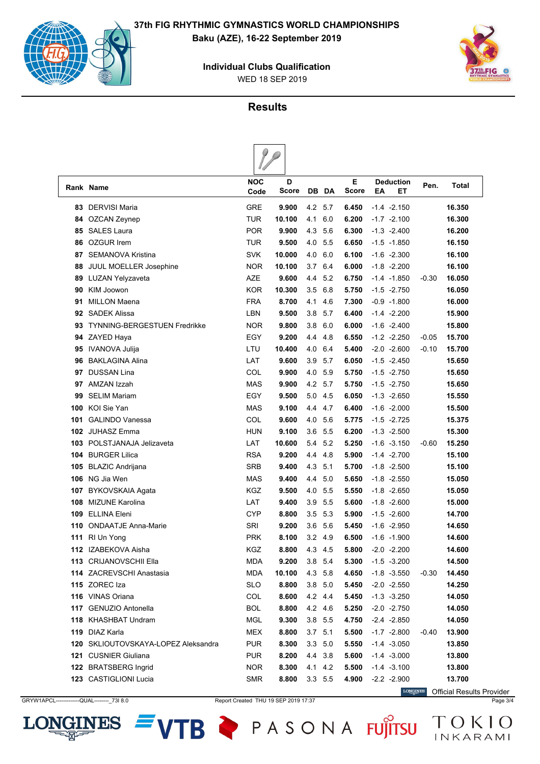# 37th FIG RHYTHMIC GYMNASTICS WORLD CHAMPIONSHIPS

**Baku (AZE), 16-22 September 2019**

**Individual Clubs Qualification**

WED 18 SEP 2019

## Results

| Rank | Name | NOC Code | D Score | DB | DA | E Score | Deduction EA | Deduction ET | Pen. | Total |
|---|---|---|---|---|---|---|---|---|---|---|
| **83** | DERVISI Maria | GRE | **9.900** | 4.2 | 5.7 | **6.450** | -1.4 | -2.150 | | **16.350** |
| **84** | OZCAN Zeynep | TUR | **10.100** | 4.1 | 6.0 | **6.200** | -1.7 | -2.100 | | **16.300** |
| **85** | SALES Laura | POR | **9.900** | 4.3 | 5.6 | **6.300** | -1.3 | -2.400 | | **16.200** |
| **86** | OZGUR Irem | TUR | **9.500** | 4.0 | 5.5 | **6.650** | -1.5 | -1.850 | | **16.150** |
| **87** | SEMANOVA Kristina | SVK | **10.000** | 4.0 | 6.0 | **6.100** | -1.6 | -2.300 | | **16.100** |
| **88** | JUUL MOELLER Josephine | NOR | **10.100** | 3.7 | 6.4 | **6.000** | -1.8 | -2.200 | | **16.100** |
| **89** | LUZAN Yelyzaveta | AZE | **9.600** | 4.4 | 5.2 | **6.750** | -1.4 | -1.850 | -0.30 | **16.050** |
| **90** | KIM Joowon | KOR | **10.300** | 3.5 | 6.8 | **5.750** | -1.5 | -2.750 | | **16.050** |
| **91** | MILLON Maena | FRA | **8.700** | 4.1 | 4.6 | **7.300** | -0.9 | -1.800 | | **16.000** |
| **92** | SADEK Alissa | LBN | **9.500** | 3.8 | 5.7 | **6.400** | -1.4 | -2.200 | | **15.900** |
| **93** | TYNNING-BERGESTUEN Fredrikke | NOR | **9.800** | 3.8 | 6.0 | **6.000** | -1.6 | -2.400 | | **15.800** |
| **94** | ZAYED Haya | EGY | **9.200** | 4.4 | 4.8 | **6.550** | -1.2 | -2.250 | -0.05 | **15.700** |
| **95** | IVANOVA Julija | LTU | **10.400** | 4.0 | 6.4 | **5.400** | -2.0 | -2.600 | -0.10 | **15.700** |
| **96** | BAKLAGINA Alina | LAT | **9.600** | 3.9 | 5.7 | **6.050** | -1.5 | -2.450 | | **15.650** |
| **97** | DUSSAN Lina | COL | **9.900** | 4.0 | 5.9 | **5.750** | -1.5 | -2.750 | | **15.650** |
| **97** | AMZAN Izzah | MAS | **9.900** | 4.2 | 5.7 | **5.750** | -1.5 | -2.750 | | **15.650** |
| **99** | SELIM Mariam | EGY | **9.500** | 5.0 | 4.5 | **6.050** | -1.3 | -2.650 | | **15.550** |
| **100** | KOI Sie Yan | MAS | **9.100** | 4.4 | 4.7 | **6.400** | -1.6 | -2.000 | | **15.500** |
| **101** | GALINDO Vanessa | COL | **9.600** | 4.0 | 5.6 | **5.775** | -1.5 | -2.725 | | **15.375** |
| **102** | JUHASZ Emma | HUN | **9.100** | 3.6 | 5.5 | **6.200** | -1.3 | -2.500 | | **15.300** |
| **103** | POLSTJANAJA Jelizaveta | LAT | **10.600** | 5.4 | 5.2 | **5.250** | -1.6 | -3.150 | -0.60 | **15.250** |
| **104** | BURGER Lilica | RSA | **9.200** | 4.4 | 4.8 | **5.900** | -1.4 | -2.700 | | **15.100** |
| **105** | BLAZIC Andrijana | SRB | **9.400** | 4.3 | 5.1 | **5.700** | -1.8 | -2.500 | | **15.100** |
| **106** | NG Jia Wen | MAS | **9.400** | 4.4 | 5.0 | **5.650** | -1.8 | -2.550 | | **15.050** |
| **107** | BYKOVSKAIA Agata | KGZ | **9.500** | 4.0 | 5.5 | **5.550** | -1.8 | -2.650 | | **15.050** |
| **108** | MIZUNE Karolina | LAT | **9.400** | 3.9 | 5.5 | **5.600** | -1.8 | -2.600 | | **15.000** |
| **109** | ELLINA Eleni | CYP | **8.800** | 3.5 | 5.3 | **5.900** | -1.5 | -2.600 | | **14.700** |
| **110** | ONDAATJE Anna-Marie | SRI | **9.200** | 3.6 | 5.6 | **5.450** | -1.6 | -2.950 | | **14.650** |
| **111** | RI Un Yong | PRK | **8.100** | 3.2 | 4.9 | **6.500** | -1.6 | -1.900 | | **14.600** |
| **112** | IZABEKOVA Aisha | KGZ | **8.800** | 4.3 | 4.5 | **5.800** | -2.0 | -2.200 | | **14.600** |
| **113** | CRIJANOVSCHII Ella | MDA | **9.200** | 3.8 | 5.4 | **5.300** | -1.5 | -3.200 | | **14.500** |
| **114** | ZACREVSCHI Anastasia | MDA | **10.100** | 4.3 | 5.8 | **4.650** | -1.8 | -3.550 | -0.30 | **14.450** |
| **115** | ZOREC Iza | SLO | **8.800** | 3.8 | 5.0 | **5.450** | -2.0 | -2.550 | | **14.250** |
| **116** | VINAS Oriana | COL | **8.600** | 4.2 | 4.4 | **5.450** | -1.3 | -3.250 | | **14.050** |
| **117** | GENUZIO Antonella | BOL | **8.800** | 4.2 | 4.6 | **5.250** | -2.0 | -2.750 | | **14.050** |
| **118** | KHASHBAT Undram | MGL | **9.300** | 3.8 | 5.5 | **4.750** | -2.4 | -2.850 | | **14.050** |
| **119** | DIAZ Karla | MEX | **8.800** | 3.7 | 5.1 | **5.500** | -1.7 | -2.800 | -0.40 | **13.900** |
| **120** | SKLIOUTOVSKAYA-LOPEZ Aleksandra | PUR | **8.300** | 3.3 | 5.0 | **5.550** | -1.4 | -3.050 | | **13.850** |
| **121** | CUSNIER Giuliana | PUR | **8.200** | 4.4 | 3.8 | **5.600** | -1.4 | -3.000 | | **13.800** |
| **122** | BRATSBERG Ingrid | NOR | **8.300** | 4.1 | 4.2 | **5.500** | -1.4 | -3.100 | | **13.800** |
| **123** | CASTIGLIONI Lucia | SMR | **8.800** | 3.3 | 5.5 | **4.900** | -2.2 | -2.900 | | **13.700** |

Official Results Provider

GRYW1APCL--------------QUAL--------_73I 8.0    Report Created THU 19 SEP 2019 17:37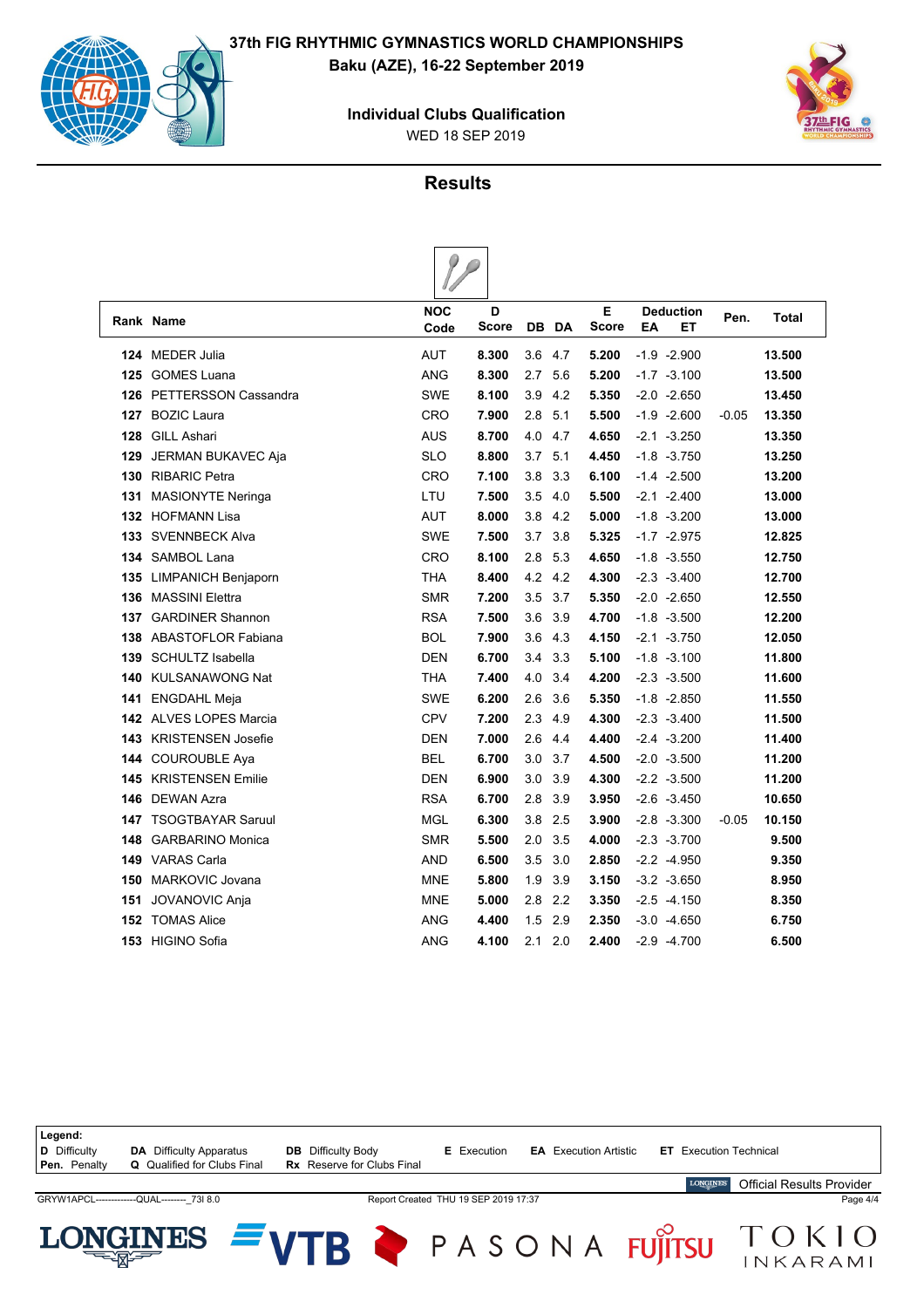# 37th FIG RHYTHMIC GYMNASTICS WORLD CHAMPIONSHIPS

**Baku (AZE), 16-22 September 2019**

**Individual Clubs Qualification**

WED 18 SEP 2019

## Results

| Rank | Name | NOC Code | D Score | DB | DA | E Score | Deduction EA | Deduction ET | Pen. | Total |
|---|---|---|---|---|---|---|---|---|---|---|
| **124** | MEDER Julia | AUT | **8.300** | 3.6 | 4.7 | **5.200** | -1.9 | -2.900 | | **13.500** |
| **125** | GOMES Luana | ANG | **8.300** | 2.7 | 5.6 | **5.200** | -1.7 | -3.100 | | **13.500** |
| **126** | PETTERSSON Cassandra | SWE | **8.100** | 3.9 | 4.2 | **5.350** | -2.0 | -2.650 | | **13.450** |
| **127** | BOZIC Laura | CRO | **7.900** | 2.8 | 5.1 | **5.500** | -1.9 | -2.600 | -0.05 | **13.350** |
| **128** | GILL Ashari | AUS | **8.700** | 4.0 | 4.7 | **4.650** | -2.1 | -3.250 | | **13.350** |
| **129** | JERMAN BUKAVEC Aja | SLO | **8.800** | 3.7 | 5.1 | **4.450** | -1.8 | -3.750 | | **13.250** |
| **130** | RIBARIC Petra | CRO | **7.100** | 3.8 | 3.3 | **6.100** | -1.4 | -2.500 | | **13.200** |
| **131** | MASIONYTE Neringa | LTU | **7.500** | 3.5 | 4.0 | **5.500** | -2.1 | -2.400 | | **13.000** |
| **132** | HOFMANN Lisa | AUT | **8.000** | 3.8 | 4.2 | **5.000** | -1.8 | -3.200 | | **13.000** |
| **133** | SVENNBECK Alva | SWE | **7.500** | 3.7 | 3.8 | **5.325** | -1.7 | -2.975 | | **12.825** |
| **134** | SAMBOL Lana | CRO | **8.100** | 2.8 | 5.3 | **4.650** | -1.8 | -3.550 | | **12.750** |
| **135** | LIMPANICH Benjaporn | THA | **8.400** | 4.2 | 4.2 | **4.300** | -2.3 | -3.400 | | **12.700** |
| **136** | MASSINI Elettra | SMR | **7.200** | 3.5 | 3.7 | **5.350** | -2.0 | -2.650 | | **12.550** |
| **137** | GARDINER Shannon | RSA | **7.500** | 3.6 | 3.9 | **4.700** | -1.8 | -3.500 | | **12.200** |
| **138** | ABASTOFLOR Fabiana | BOL | **7.900** | 3.6 | 4.3 | **4.150** | -2.1 | -3.750 | | **12.050** |
| **139** | SCHULTZ Isabella | DEN | **6.700** | 3.4 | 3.3 | **5.100** | -1.8 | -3.100 | | **11.800** |
| **140** | KULSANAWONG Nat | THA | **7.400** | 4.0 | 3.4 | **4.200** | -2.3 | -3.500 | | **11.600** |
| **141** | ENGDAHL Meja | SWE | **6.200** | 2.6 | 3.6 | **5.350** | -1.8 | -2.850 | | **11.550** |
| **142** | ALVES LOPES Marcia | CPV | **7.200** | 2.3 | 4.9 | **4.300** | -2.3 | -3.400 | | **11.500** |
| **143** | KRISTENSEN Josefie | DEN | **7.000** | 2.6 | 4.4 | **4.400** | -2.4 | -3.200 | | **11.400** |
| **144** | COUROUBLE Aya | BEL | **6.700** | 3.0 | 3.7 | **4.500** | -2.0 | -3.500 | | **11.200** |
| **145** | KRISTENSEN Emilie | DEN | **6.900** | 3.0 | 3.9 | **4.300** | -2.2 | -3.500 | | **11.200** |
| **146** | DEWAN Azra | RSA | **6.700** | 2.8 | 3.9 | **3.950** | -2.6 | -3.450 | | **10.650** |
| **147** | TSOGTBAYAR Saruul | MGL | **6.300** | 3.8 | 2.5 | **3.900** | -2.8 | -3.300 | -0.05 | **10.150** |
| **148** | GARBARINO Monica | SMR | **5.500** | 2.0 | 3.5 | **4.000** | -2.3 | -3.700 | | **9.500** |
| **149** | VARAS Carla | AND | **6.500** | 3.5 | 3.0 | **2.850** | -2.2 | -4.950 | | **9.350** |
| **150** | MARKOVIC Jovana | MNE | **5.800** | 1.9 | 3.9 | **3.150** | -3.2 | -3.650 | | **8.950** |
| **151** | JOVANOVIC Anja | MNE | **5.000** | 2.8 | 2.2 | **3.350** | -2.5 | -4.150 | | **8.350** |
| **152** | TOMAS Alice | ANG | **4.400** | 1.5 | 2.9 | **2.350** | -3.0 | -4.650 | | **6.750** |
| **153** | HIGINO Sofia | ANG | **4.100** | 2.1 | 2.0 | **2.400** | -2.9 | -4.700 | | **6.500** |

**Legend:**

| | | | | | |
|---|---|---|---|---|---|
| **D** Difficulty | **DA** Difficulty Apparatus | **DB** Difficulty Body | **E** Execution | **EA** Execution Artistic | **ET** Execution Technical |
| **Pen.** Penalty | **Q** Qualified for Clubs Final | **Rx** Reserve for Clubs Final | | | |

Official Results Provider

GRYW1APCL-------------QUAL--------_73I 8.0 Report Created THU 19 SEP 2019 17:37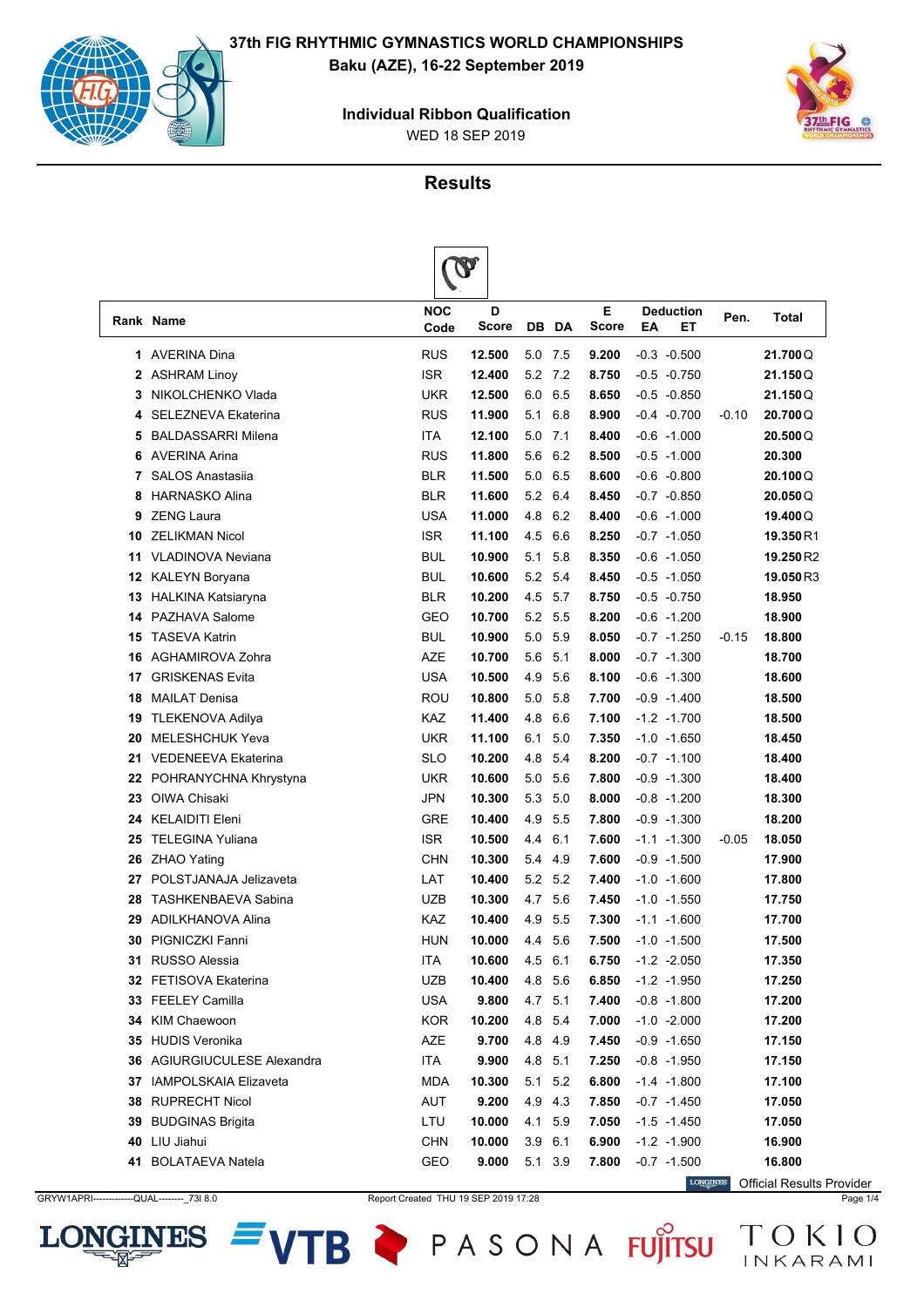# 37th FIG RHYTHMIC GYMNASTICS WORLD CHAMPIONSHIPS

**Baku (AZE), 16-22 September 2019**

**Individual Ribbon Qualification**

WED 18 SEP 2019

## Results

| Rank | Name | NOC Code | D Score | DB | DA | E Score | Deduction EA | Deduction ET | Pen. | Total |
|---|---|---|---|---|---|---|---|---|---|---|
| 1 | AVERINA Dina | RUS | **12.500** | 5.0 | 7.5 | **9.200** | -0.3 | -0.500 | | **21.700** Q |
| 2 | ASHRAM Linoy | ISR | **12.400** | 5.2 | 7.2 | **8.750** | -0.5 | -0.750 | | **21.150** Q |
| 3 | NIKOLCHENKO Vlada | UKR | **12.500** | 6.0 | 6.5 | **8.650** | -0.5 | -0.850 | | **21.150** Q |
| 4 | SELEZNEVA Ekaterina | RUS | **11.900** | 5.1 | 6.8 | **8.900** | -0.4 | -0.700 | -0.10 | **20.700** Q |
| 5 | BALDASSARRI Milena | ITA | **12.100** | 5.0 | 7.1 | **8.400** | -0.6 | -1.000 | | **20.500** Q |
| 6 | AVERINA Arina | RUS | **11.800** | 5.6 | 6.2 | **8.500** | -0.5 | -1.000 | | **20.300** |
| 7 | SALOS Anastasiia | BLR | **11.500** | 5.0 | 6.5 | **8.600** | -0.6 | -0.800 | | **20.100** Q |
| 8 | HARNASKO Alina | BLR | **11.600** | 5.2 | 6.4 | **8.450** | -0.7 | -0.850 | | **20.050** Q |
| 9 | ZENG Laura | USA | **11.000** | 4.8 | 6.2 | **8.400** | -0.6 | -1.000 | | **19.400** Q |
| 10 | ZELIKMAN Nicol | ISR | **11.100** | 4.5 | 6.6 | **8.250** | -0.7 | -1.050 | | **19.350** R1 |
| 11 | VLADINOVA Neviana | BUL | **10.900** | 5.1 | 5.8 | **8.350** | -0.6 | -1.050 | | **19.250** R2 |
| 12 | KALEYN Boryana | BUL | **10.600** | 5.2 | 5.4 | **8.450** | -0.5 | -1.050 | | **19.050** R3 |
| 13 | HALKINA Katsiaryna | BLR | **10.200** | 4.5 | 5.7 | **8.750** | -0.5 | -0.750 | | **18.950** |
| 14 | PAZHAVA Salome | GEO | **10.700** | 5.2 | 5.5 | **8.200** | -0.6 | -1.200 | | **18.900** |
| 15 | TASEVA Katrin | BUL | **10.900** | 5.0 | 5.9 | **8.050** | -0.7 | -1.250 | -0.15 | **18.800** |
| 16 | AGHAMIROVA Zohra | AZE | **10.700** | 5.6 | 5.1 | **8.000** | -0.7 | -1.300 | | **18.700** |
| 17 | GRISKENAS Evita | USA | **10.500** | 4.9 | 5.6 | **8.100** | -0.6 | -1.300 | | **18.600** |
| 18 | MAILAT Denisa | ROU | **10.800** | 5.0 | 5.8 | **7.700** | -0.9 | -1.400 | | **18.500** |
| 19 | TLEKENOVA Adilya | KAZ | **11.400** | 4.8 | 6.6 | **7.100** | -1.2 | -1.700 | | **18.500** |
| 20 | MELESHCHUK Yeva | UKR | **11.100** | 6.1 | 5.0 | **7.350** | -1.0 | -1.650 | | **18.450** |
| 21 | VEDENEEVA Ekaterina | SLO | **10.200** | 4.8 | 5.4 | **8.200** | -0.7 | -1.100 | | **18.400** |
| 22 | POHRANYCHNA Khrystyna | UKR | **10.600** | 5.0 | 5.6 | **7.800** | -0.9 | -1.300 | | **18.400** |
| 23 | OIWA Chisaki | JPN | **10.300** | 5.3 | 5.0 | **8.000** | -0.8 | -1.200 | | **18.300** |
| 24 | KELAIDITI Eleni | GRE | **10.400** | 4.9 | 5.5 | **7.800** | -0.9 | -1.300 | | **18.200** |
| 25 | TELEGINA Yuliana | ISR | **10.500** | 4.4 | 6.1 | **7.600** | -1.1 | -1.300 | -0.05 | **18.050** |
| 26 | ZHAO Yating | CHN | **10.300** | 5.4 | 4.9 | **7.600** | -0.9 | -1.500 | | **17.900** |
| 27 | POLSTJANAJA Jelizaveta | LAT | **10.400** | 5.2 | 5.2 | **7.400** | -1.0 | -1.600 | | **17.800** |
| 28 | TASHKENBAEVA Sabina | UZB | **10.300** | 4.7 | 5.6 | **7.450** | -1.0 | -1.550 | | **17.750** |
| 29 | ADILKHANOVA Alina | KAZ | **10.400** | 4.9 | 5.5 | **7.300** | -1.1 | -1.600 | | **17.700** |
| 30 | PIGNICZKI Fanni | HUN | **10.000** | 4.4 | 5.6 | **7.500** | -1.0 | -1.500 | | **17.500** |
| 31 | RUSSO Alessia | ITA | **10.600** | 4.5 | 6.1 | **6.750** | -1.2 | -2.050 | | **17.350** |
| 32 | FETISOVA Ekaterina | UZB | **10.400** | 4.8 | 5.6 | **6.850** | -1.2 | -1.950 | | **17.250** |
| 33 | FEELEY Camilla | USA | **9.800** | 4.7 | 5.1 | **7.400** | -0.8 | -1.800 | | **17.200** |
| 34 | KIM Chaewoon | KOR | **10.200** | 4.8 | 5.4 | **7.000** | -1.0 | -2.000 | | **17.200** |
| 35 | HUDIS Veronika | AZE | **9.700** | 4.8 | 4.9 | **7.450** | -0.9 | -1.650 | | **17.150** |
| 36 | AGIURGIUCULESE Alexandra | ITA | **9.900** | 4.8 | 5.1 | **7.250** | -0.8 | -1.950 | | **17.150** |
| 37 | IAMPOLSKAIA Elizaveta | MDA | **10.300** | 5.1 | 5.2 | **6.800** | -1.4 | -1.800 | | **17.100** |
| 38 | RUPRECHT Nicol | AUT | **9.200** | 4.9 | 4.3 | **7.850** | -0.7 | -1.450 | | **17.050** |
| 39 | BUDGINAS Brigita | LTU | **10.000** | 4.1 | 5.9 | **7.050** | -1.5 | -1.450 | | **17.050** |
| 40 | LIU Jiahui | CHN | **10.000** | 3.9 | 6.1 | **6.900** | -1.2 | -1.900 | | **16.900** |
| 41 | BOLATAEVA Natela | GEO | **9.000** | 5.1 | 3.9 | **7.800** | -0.7 | -1.500 | | **16.800** |

LONGINES Official Results Provider

GRYW1APRI------------QUAL--------_73I 8.0 Report Created THU 19 SEP 2019 17:28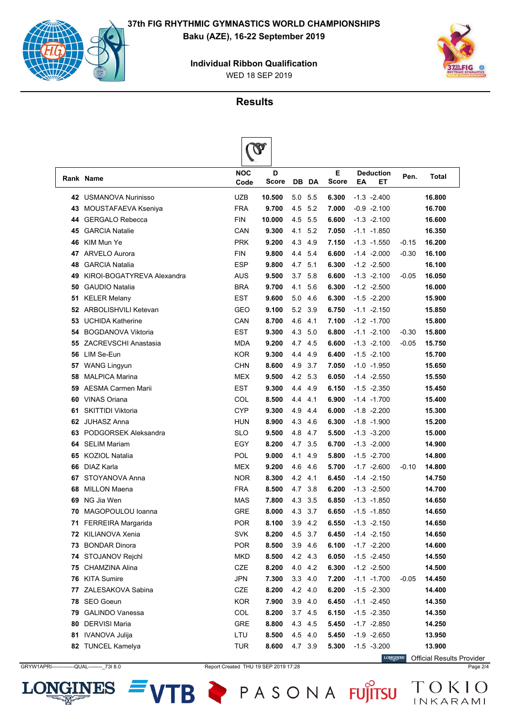**37th FIG RHYTHMIC GYMNASTICS WORLD CHAMPIONSHIPS**

**Baku (AZE), 16-22 September 2019**

**Individual Ribbon Qualification**

WED 18 SEP 2019

## Results

| Rank | Name | NOC Code | D Score | DB | DA | E Score | Deduction EA | Deduction ET | Pen. | Total |
|---|---|---|---|---|---|---|---|---|---|---|
| 42 | USMANOVA Nurinisso | UZB | 10.500 | 5.0 | 5.5 | 6.300 | -1.3 | -2.400 | | 16.800 |
| 43 | MOUSTAFAEVA Kseniya | FRA | 9.700 | 4.5 | 5.2 | 7.000 | -0.9 | -2.100 | | 16.700 |
| 44 | GERGALO Rebecca | FIN | 10.000 | 4.5 | 5.5 | 6.600 | -1.3 | -2.100 | | 16.600 |
| 45 | GARCIA Natalie | CAN | 9.300 | 4.1 | 5.2 | 7.050 | -1.1 | -1.850 | | 16.350 |
| 46 | KIM Mun Ye | PRK | 9.200 | 4.3 | 4.9 | 7.150 | -1.3 | -1.550 | -0.15 | 16.200 |
| 47 | ARVELO Aurora | FIN | 9.800 | 4.4 | 5.4 | 6.600 | -1.4 | -2.000 | -0.30 | 16.100 |
| 48 | GARCIA Natalia | ESP | 9.800 | 4.7 | 5.1 | 6.300 | -1.2 | -2.500 | | 16.100 |
| 49 | KIROI-BOGATYREVA Alexandra | AUS | 9.500 | 3.7 | 5.8 | 6.600 | -1.3 | -2.100 | -0.05 | 16.050 |
| 50 | GAUDIO Natalia | BRA | 9.700 | 4.1 | 5.6 | 6.300 | -1.2 | -2.500 | | 16.000 |
| 51 | KELER Melany | EST | 9.600 | 5.0 | 4.6 | 6.300 | -1.5 | -2.200 | | 15.900 |
| 52 | ARBOLISHVILI Ketevan | GEO | 9.100 | 5.2 | 3.9 | 6.750 | -1.1 | -2.150 | | 15.850 |
| 53 | UCHIDA Katherine | CAN | 8.700 | 4.6 | 4.1 | 7.100 | -1.2 | -1.700 | | 15.800 |
| 54 | BOGDANOVA Viktoria | EST | 9.300 | 4.3 | 5.0 | 6.800 | -1.1 | -2.100 | -0.30 | 15.800 |
| 55 | ZACREVSCHI Anastasia | MDA | 9.200 | 4.7 | 4.5 | 6.600 | -1.3 | -2.100 | -0.05 | 15.750 |
| 56 | LIM Se-Eun | KOR | 9.300 | 4.4 | 4.9 | 6.400 | -1.5 | -2.100 | | 15.700 |
| 57 | WANG Lingyun | CHN | 8.600 | 4.9 | 3.7 | 7.050 | -1.0 | -1.950 | | 15.650 |
| 58 | MALPICA Marina | MEX | 9.500 | 4.2 | 5.3 | 6.050 | -1.4 | -2.550 | | 15.550 |
| 59 | AESMA Carmen Marii | EST | 9.300 | 4.4 | 4.9 | 6.150 | -1.5 | -2.350 | | 15.450 |
| 60 | VINAS Oriana | COL | 8.500 | 4.4 | 4.1 | 6.900 | -1.4 | -1.700 | | 15.400 |
| 61 | SKITTIDI Viktoria | CYP | 9.300 | 4.9 | 4.4 | 6.000 | -1.8 | -2.200 | | 15.300 |
| 62 | JUHASZ Anna | HUN | 8.900 | 4.3 | 4.6 | 6.300 | -1.8 | -1.900 | | 15.200 |
| 63 | PODGORSEK Aleksandra | SLO | 9.500 | 4.8 | 4.7 | 5.500 | -1.3 | -3.200 | | 15.000 |
| 64 | SELIM Mariam | EGY | 8.200 | 4.7 | 3.5 | 6.700 | -1.3 | -2.000 | | 14.900 |
| 65 | KOZIOL Natalia | POL | 9.000 | 4.1 | 4.9 | 5.800 | -1.5 | -2.700 | | 14.800 |
| 66 | DIAZ Karla | MEX | 9.200 | 4.6 | 4.6 | 5.700 | -1.7 | -2.600 | -0.10 | 14.800 |
| 67 | STOYANOVA Anna | NOR | 8.300 | 4.2 | 4.1 | 6.450 | -1.4 | -2.150 | | 14.750 |
| 68 | MILLON Maena | FRA | 8.500 | 4.7 | 3.8 | 6.200 | -1.3 | -2.500 | | 14.700 |
| 69 | NG Jia Wen | MAS | 7.800 | 4.3 | 3.5 | 6.850 | -1.3 | -1.850 | | 14.650 |
| 70 | MAGOPOULOU Ioanna | GRE | 8.000 | 4.3 | 3.7 | 6.650 | -1.5 | -1.850 | | 14.650 |
| 71 | FERREIRA Margarida | POR | 8.100 | 3.9 | 4.2 | 6.550 | -1.3 | -2.150 | | 14.650 |
| 72 | KILIANOVA Xenia | SVK | 8.200 | 4.5 | 3.7 | 6.450 | -1.4 | -2.150 | | 14.650 |
| 73 | BONDAR Dinora | POR | 8.500 | 3.9 | 4.6 | 6.100 | -1.7 | -2.200 | | 14.600 |
| 74 | STOJANOV Rejchl | MKD | 8.500 | 4.2 | 4.3 | 6.050 | -1.5 | -2.450 | | 14.550 |
| 75 | CHAMZINA Alina | CZE | 8.200 | 4.0 | 4.2 | 6.300 | -1.2 | -2.500 | | 14.500 |
| 76 | KITA Sumire | JPN | 7.300 | 3.3 | 4.0 | 7.200 | -1.1 | -1.700 | -0.05 | 14.450 |
| 77 | ZALESAKOVA Sabina | CZE | 8.200 | 4.2 | 4.0 | 6.200 | -1.5 | -2.300 | | 14.400 |
| 78 | SEO Goeun | KOR | 7.900 | 3.9 | 4.0 | 6.450 | -1.1 | -2.450 | | 14.350 |
| 79 | GALINDO Vanessa | COL | 8.200 | 3.7 | 4.5 | 6.150 | -1.5 | -2.350 | | 14.350 |
| 80 | DERVISI Maria | GRE | 8.800 | 4.3 | 4.5 | 5.450 | -1.7 | -2.850 | | 14.250 |
| 81 | IVANOVA Julija | LTU | 8.500 | 4.5 | 4.0 | 5.450 | -1.9 | -2.650 | | 13.950 |
| 82 | TUNCEL Kamelya | TUR | 8.600 | 4.7 | 3.9 | 5.300 | -1.5 | -3.200 | | 13.900 |

Official Results Provider

GRYW1APRI-------------QUAL--------_73I 8.0 Report Created THU 19 SEP 2019 17:28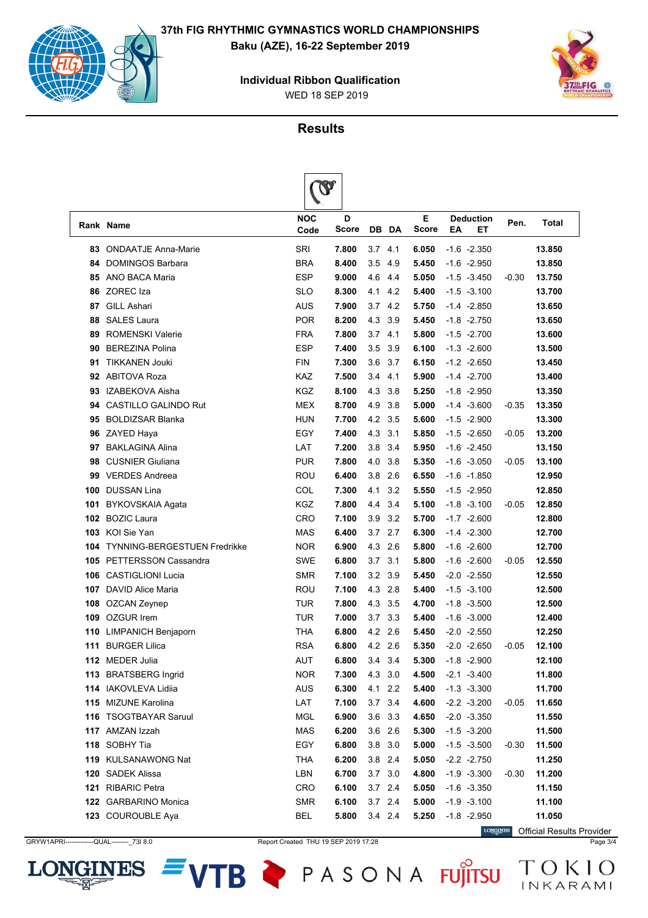# 37th FIG RHYTHMIC GYMNASTICS WORLD CHAMPIONSHIPS

Baku (AZE), 16-22 September 2019

## Individual Ribbon Qualification

WED 18 SEP 2019

## Results

| Rank | Name | NOC Code | D Score | DB | DA | E Score | Deduction EA | Deduction ET | Pen. | Total |
|---|---|---|---|---|---|---|---|---|---|---|
| 83 | ONDAATJE Anna-Marie | SRI | 7.800 | 3.7 | 4.1 | 6.050 | -1.6 | -2.350 | | 13.850 |
| 84 | DOMINGOS Barbara | BRA | 8.400 | 3.5 | 4.9 | 5.450 | -1.6 | -2.950 | | 13.850 |
| 85 | ANO BACA Maria | ESP | 9.000 | 4.6 | 4.4 | 5.050 | -1.5 | -3.450 | -0.30 | 13.750 |
| 86 | ZOREC Iza | SLO | 8.300 | 4.1 | 4.2 | 5.400 | -1.5 | -3.100 | | 13.700 |
| 87 | GILL Ashari | AUS | 7.900 | 3.7 | 4.2 | 5.750 | -1.4 | -2.850 | | 13.650 |
| 88 | SALES Laura | POR | 8.200 | 4.3 | 3.9 | 5.450 | -1.8 | -2.750 | | 13.650 |
| 89 | ROMENSKI Valerie | FRA | 7.800 | 3.7 | 4.1 | 5.800 | -1.5 | -2.700 | | 13.600 |
| 90 | BEREZINA Polina | ESP | 7.400 | 3.5 | 3.9 | 6.100 | -1.3 | -2.600 | | 13.500 |
| 91 | TIKKANEN Jouki | FIN | 7.300 | 3.6 | 3.7 | 6.150 | -1.2 | -2.650 | | 13.450 |
| 92 | ABITOVA Roza | KAZ | 7.500 | 3.4 | 4.1 | 5.900 | -1.4 | -2.700 | | 13.400 |
| 93 | IZABEKOVA Aisha | KGZ | 8.100 | 4.3 | 3.8 | 5.250 | -1.8 | -2.950 | | 13.350 |
| 94 | CASTILLO GALINDO Rut | MEX | 8.700 | 4.9 | 3.8 | 5.000 | -1.4 | -3.600 | -0.35 | 13.350 |
| 95 | BOLDIZSAR Blanka | HUN | 7.700 | 4.2 | 3.5 | 5.600 | -1.5 | -2.900 | | 13.300 |
| 96 | ZAYED Haya | EGY | 7.400 | 4.3 | 3.1 | 5.850 | -1.5 | -2.650 | -0.05 | 13.200 |
| 97 | BAKLAGINA Alina | LAT | 7.200 | 3.8 | 3.4 | 5.950 | -1.6 | -2.450 | | 13.150 |
| 98 | CUSNIER Giuliana | PUR | 7.800 | 4.0 | 3.8 | 5.350 | -1.6 | -3.050 | -0.05 | 13.100 |
| 99 | VERDES Andreea | ROU | 6.400 | 3.8 | 2.6 | 6.550 | -1.6 | -1.850 | | 12.950 |
| 100 | DUSSAN Lina | COL | 7.300 | 4.1 | 3.2 | 5.550 | -1.5 | -2.950 | | 12.850 |
| 101 | BYKOVSKAIA Agata | KGZ | 7.800 | 4.4 | 3.4 | 5.100 | -1.8 | -3.100 | -0.05 | 12.850 |
| 102 | BOZIC Laura | CRO | 7.100 | 3.9 | 3.2 | 5.700 | -1.7 | -2.600 | | 12.800 |
| 103 | KOI Sie Yan | MAS | 6.400 | 3.7 | 2.7 | 6.300 | -1.4 | -2.300 | | 12.700 |
| 104 | TYNNING-BERGESTUEN Fredrikke | NOR | 6.900 | 4.3 | 2.6 | 5.800 | -1.6 | -2.600 | | 12.700 |
| 105 | PETTERSSON Cassandra | SWE | 6.800 | 3.7 | 3.1 | 5.800 | -1.6 | -2.600 | -0.05 | 12.550 |
| 106 | CASTIGLIONI Lucia | SMR | 7.100 | 3.2 | 3.9 | 5.450 | -2.0 | -2.550 | | 12.550 |
| 107 | DAVID Alice Maria | ROU | 7.100 | 4.3 | 2.8 | 5.400 | -1.5 | -3.100 | | 12.500 |
| 108 | OZCAN Zeynep | TUR | 7.800 | 4.3 | 3.5 | 4.700 | -1.8 | -3.500 | | 12.500 |
| 109 | OZGUR Irem | TUR | 7.000 | 3.7 | 3.3 | 5.400 | -1.6 | -3.000 | | 12.400 |
| 110 | LIMPANICH Benjaporn | THA | 6.800 | 4.2 | 2.6 | 5.450 | -2.0 | -2.550 | | 12.250 |
| 111 | BURGER Lilica | RSA | 6.800 | 4.2 | 2.6 | 5.350 | -2.0 | -2.650 | -0.05 | 12.100 |
| 112 | MEDER Julia | AUT | 6.800 | 3.4 | 3.4 | 5.300 | -1.8 | -2.900 | | 12.100 |
| 113 | BRATSBERG Ingrid | NOR | 7.300 | 4.3 | 3.0 | 4.500 | -2.1 | -3.400 | | 11.800 |
| 114 | IAKOVLEVA Lidiia | AUS | 6.300 | 4.1 | 2.2 | 5.400 | -1.3 | -3.300 | | 11.700 |
| 115 | MIZUNE Karolina | LAT | 7.100 | 3.7 | 3.4 | 4.600 | -2.2 | -3.200 | -0.05 | 11.650 |
| 116 | TSOGTBAYAR Saruul | MGL | 6.900 | 3.6 | 3.3 | 4.650 | -2.0 | -3.350 | | 11.550 |
| 117 | AMZAN Izzah | MAS | 6.200 | 3.6 | 2.6 | 5.300 | -1.5 | -3.200 | | 11.500 |
| 118 | SOBHY Tia | EGY | 6.800 | 3.8 | 3.0 | 5.000 | -1.5 | -3.500 | -0.30 | 11.500 |
| 119 | KULSANAWONG Nat | THA | 6.200 | 3.8 | 2.4 | 5.050 | -2.2 | -2.750 | | 11.250 |
| 120 | SADEK Alissa | LBN | 6.700 | 3.7 | 3.0 | 4.800 | -1.9 | -3.300 | -0.30 | 11.200 |
| 121 | RIBARIC Petra | CRO | 6.100 | 3.7 | 2.4 | 5.050 | -1.6 | -3.350 | | 11.150 |
| 122 | GARBARINO Monica | SMR | 6.100 | 3.7 | 2.4 | 5.000 | -1.9 | -3.100 | | 11.100 |
| 123 | COUROUBLE Aya | BEL | 5.800 | 3.4 | 2.4 | 5.250 | -1.8 | -2.950 | | 11.050 |

Official Results Provider

GRYW1APRI--------------QUAL---------_73I 8.0 Report Created THU 19 SEP 2019 17:28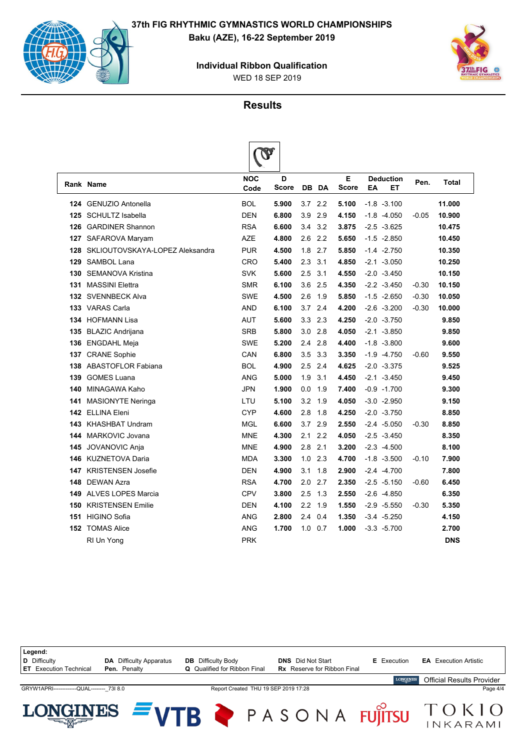# 37th FIG RHYTHMIC GYMNASTICS WORLD CHAMPIONSHIPS

**Baku (AZE), 16-22 September 2019**

**Individual Ribbon Qualification**

WED 18 SEP 2019

## Results

| Rank | Name | NOC Code | D Score | DB | DA | E Score | Deduction EA | Deduction ET | Pen. | Total |
|---|---|---|---|---|---|---|---|---|---|---|
| 124 | GENUZIO Antonella | BOL | 5.900 | 3.7 | 2.2 | 5.100 | -1.8 | -3.100 | | 11.000 |
| 125 | SCHULTZ Isabella | DEN | 6.800 | 3.9 | 2.9 | 4.150 | -1.8 | -4.050 | -0.05 | 10.900 |
| 126 | GARDINER Shannon | RSA | 6.600 | 3.4 | 3.2 | 3.875 | -2.5 | -3.625 | | 10.475 |
| 127 | SAFAROVA Maryam | AZE | 4.800 | 2.6 | 2.2 | 5.650 | -1.5 | -2.850 | | 10.450 |
| 128 | SKLIOUTOVSKAYA-LOPEZ Aleksandra | PUR | 4.500 | 1.8 | 2.7 | 5.850 | -1.4 | -2.750 | | 10.350 |
| 129 | SAMBOL Lana | CRO | 5.400 | 2.3 | 3.1 | 4.850 | -2.1 | -3.050 | | 10.250 |
| 130 | SEMANOVA Kristina | SVK | 5.600 | 2.5 | 3.1 | 4.550 | -2.0 | -3.450 | | 10.150 |
| 131 | MASSINI Elettra | SMR | 6.100 | 3.6 | 2.5 | 4.350 | -2.2 | -3.450 | -0.30 | 10.150 |
| 132 | SVENNBECK Alva | SWE | 4.500 | 2.6 | 1.9 | 5.850 | -1.5 | -2.650 | -0.30 | 10.050 |
| 133 | VARAS Carla | AND | 6.100 | 3.7 | 2.4 | 4.200 | -2.6 | -3.200 | -0.30 | 10.000 |
| 134 | HOFMANN Lisa | AUT | 5.600 | 3.3 | 2.3 | 4.250 | -2.0 | -3.750 | | 9.850 |
| 135 | BLAZIC Andrijana | SRB | 5.800 | 3.0 | 2.8 | 4.050 | -2.1 | -3.850 | | 9.850 |
| 136 | ENGDAHL Meja | SWE | 5.200 | 2.4 | 2.8 | 4.400 | -1.8 | -3.800 | | 9.600 |
| 137 | CRANE Sophie | CAN | 6.800 | 3.5 | 3.3 | 3.350 | -1.9 | -4.750 | -0.60 | 9.550 |
| 138 | ABASTOFLOR Fabiana | BOL | 4.900 | 2.5 | 2.4 | 4.625 | -2.0 | -3.375 | | 9.525 |
| 139 | GOMES Luana | ANG | 5.000 | 1.9 | 3.1 | 4.450 | -2.1 | -3.450 | | 9.450 |
| 140 | MINAGAWA Kaho | JPN | 1.900 | 0.0 | 1.9 | 7.400 | -0.9 | -1.700 | | 9.300 |
| 141 | MASIONYTE Neringa | LTU | 5.100 | 3.2 | 1.9 | 4.050 | -3.0 | -2.950 | | 9.150 |
| 142 | ELLINA Eleni | CYP | 4.600 | 2.8 | 1.8 | 4.250 | -2.0 | -3.750 | | 8.850 |
| 143 | KHASHBAT Undram | MGL | 6.600 | 3.7 | 2.9 | 2.550 | -2.4 | -5.050 | -0.30 | 8.850 |
| 144 | MARKOVIC Jovana | MNE | 4.300 | 2.1 | 2.2 | 4.050 | -2.5 | -3.450 | | 8.350 |
| 145 | JOVANOVIC Anja | MNE | 4.900 | 2.8 | 2.1 | 3.200 | -2.3 | -4.500 | | 8.100 |
| 146 | KUZNETOVA Daria | MDA | 3.300 | 1.0 | 2.3 | 4.700 | -1.8 | -3.500 | -0.10 | 7.900 |
| 147 | KRISTENSEN Josefie | DEN | 4.900 | 3.1 | 1.8 | 2.900 | -2.4 | -4.700 | | 7.800 |
| 148 | DEWAN Azra | RSA | 4.700 | 2.0 | 2.7 | 2.350 | -2.5 | -5.150 | -0.60 | 6.450 |
| 149 | ALVES LOPES Marcia | CPV | 3.800 | 2.5 | 1.3 | 2.550 | -2.6 | -4.850 | | 6.350 |
| 150 | KRISTENSEN Emilie | DEN | 4.100 | 2.2 | 1.9 | 1.550 | -2.9 | -5.550 | -0.30 | 5.350 |
| 151 | HIGINO Sofia | ANG | 2.800 | 2.4 | 0.4 | 1.350 | -3.4 | -5.250 | | 4.150 |
| 152 | TOMAS Alice | ANG | 1.700 | 1.0 | 0.7 | 1.000 | -3.3 | -5.700 | | 2.700 |
| | RI Un Yong | PRK | | | | | | | | DNS |

**Legend:**

- **D** Difficulty
- **ET** Execution Technical
- **DA** Difficulty Apparatus
- **Pen.** Penalty
- **DB** Difficulty Body
- **Q** Qualified for Ribbon Final
- **DNS** Did Not Start
- **Rx** Reserve for Ribbon Final
- **E** Execution
- **EA** Execution Artistic

Official Results Provider

GRYW1APRI-------------QUAL--------_73I 8.0 — Report Created THU 19 SEP 2019 17:28